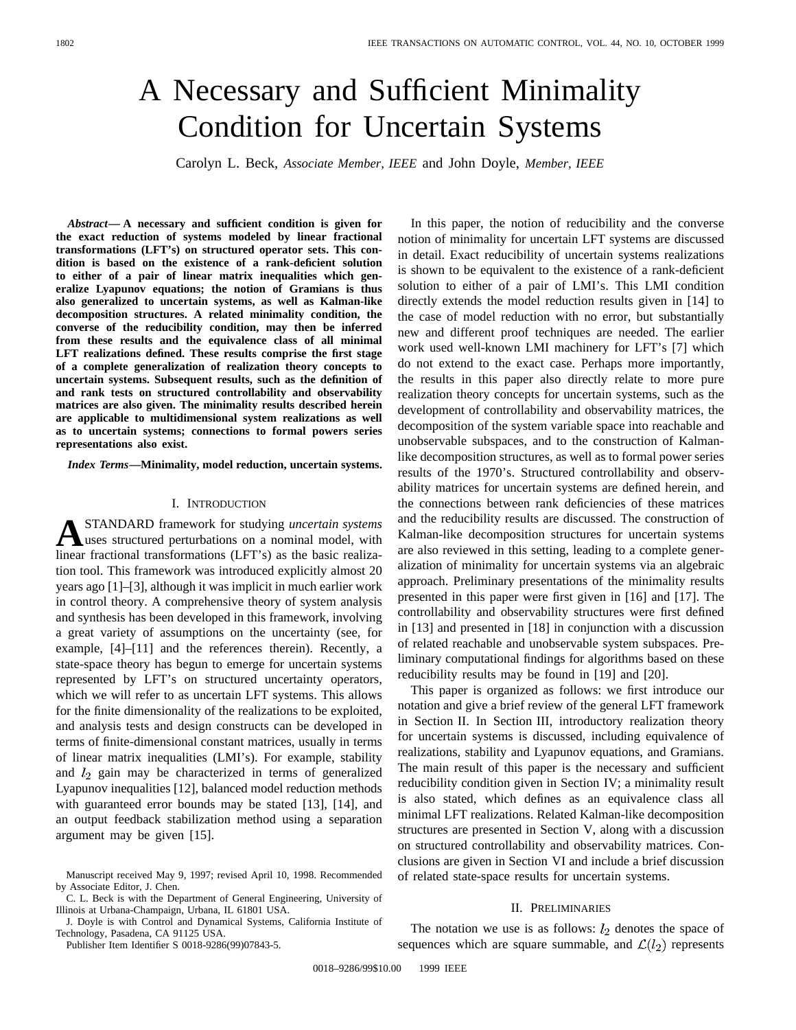# A Necessary and Sufficient Minimality Condition for Uncertain Systems

Carolyn L. Beck, *Associate Member, IEEE* and John Doyle, *Member, IEEE*

***Abstract*— A necessary and sufficient condition is given for the exact reduction of systems modeled by linear fractional transformations (LFT's) on structured operator sets. This condition is based on the existence of a rank-deficient solution to either of a pair of linear matrix inequalities which generalize Lyapunov equations; the notion of Gramians is thus also generalized to uncertain systems, as well as Kalman-like decomposition structures. A related minimality condition, the converse of the reducibility condition, may then be inferred from these results and the equivalence class of all minimal LFT realizations defined. These results comprise the first stage of a complete generalization of realization theory concepts to uncertain systems. Subsequent results, such as the definition of and rank tests on structured controllability and observability matrices are also given. The minimality results described herein are applicable to multidimensional system realizations as well as to uncertain systems; connections to formal powers series representations also exist.**

***Index Terms*—Minimality, model reduction, uncertain systems.**

## I. Introduction

A STANDARD framework for studying *uncertain systems* uses structured perturbations on a nominal model, with linear fractional transformations (LFT's) as the basic realization tool. This framework was introduced explicitly almost 20 years ago [1]–[3], although it was implicit in much earlier work in control theory. A comprehensive theory of system analysis and synthesis has been developed in this framework, involving a great variety of assumptions on the uncertainty (see, for example, [4]–[11] and the references therein). Recently, a state-space theory has begun to emerge for uncertain systems represented by LFT's on structured uncertainty operators, which we will refer to as uncertain LFT systems. This allows for the finite dimensionality of the realizations to be exploited, and analysis tests and design constructs can be developed in terms of finite-dimensional constant matrices, usually in terms of linear matrix inequalities (LMI's). For example, stability and $l_2$ gain may be characterized in terms of generalized Lyapunov inequalities [12], balanced model reduction methods with guaranteed error bounds may be stated [13], [14], and an output feedback stabilization method using a separation argument may be given [15].

Manuscript received May 9, 1997; revised April 10, 1998. Recommended by Associate Editor, J. Chen.

C. L. Beck is with the Department of General Engineering, University of Illinois at Urbana-Champaign, Urbana, IL 61801 USA.

J. Doyle is with Control and Dynamical Systems, California Institute of Technology, Pasadena, CA 91125 USA.

Publisher Item Identifier S 0018-9286(99)07843-5.

In this paper, the notion of reducibility and the converse notion of minimality for uncertain LFT systems are discussed in detail. Exact reducibility of uncertain systems realizations is shown to be equivalent to the existence of a rank-deficient solution to either of a pair of LMI's. This LMI condition directly extends the model reduction results given in [14] to the case of model reduction with no error, but substantially new and different proof techniques are needed. The earlier work used well-known LMI machinery for LFT's [7] which do not extend to the exact case. Perhaps more importantly, the results in this paper also directly relate to more pure realization theory concepts for uncertain systems, such as the development of controllability and observability matrices, the decomposition of the system variable space into reachable and unobservable subspaces, and to the construction of Kalman-like decomposition structures, as well as to formal power series results of the 1970's. Structured controllability and observability matrices for uncertain systems are defined herein, and the connections between rank deficiencies of these matrices and the reducibility results are discussed. The construction of Kalman-like decomposition structures for uncertain systems are also reviewed in this setting, leading to a complete generalization of minimality for uncertain systems via an algebraic approach. Preliminary presentations of the minimality results presented in this paper were first given in [16] and [17]. The controllability and observability structures were first defined in [13] and presented in [18] in conjunction with a discussion of related reachable and unobservable system subspaces. Preliminary computational findings for algorithms based on these reducibility results may be found in [19] and [20].

This paper is organized as follows: we first introduce our notation and give a brief review of the general LFT framework in Section II. In Section III, introductory realization theory for uncertain systems is discussed, including equivalence of realizations, stability and Lyapunov equations, and Gramians. The main result of this paper is the necessary and sufficient reducibility condition given in Section IV; a minimality result is also stated, which defines as an equivalence class all minimal LFT realizations. Related Kalman-like decomposition structures are presented in Section V, along with a discussion on structured controllability and observability matrices. Conclusions are given in Section VI and include a brief discussion of related state-space results for uncertain systems.

## II. Preliminaries

The notation we use is as follows: $l_2$ denotes the space of sequences which are square summable, and $\mathcal{L}(l_2)$ represents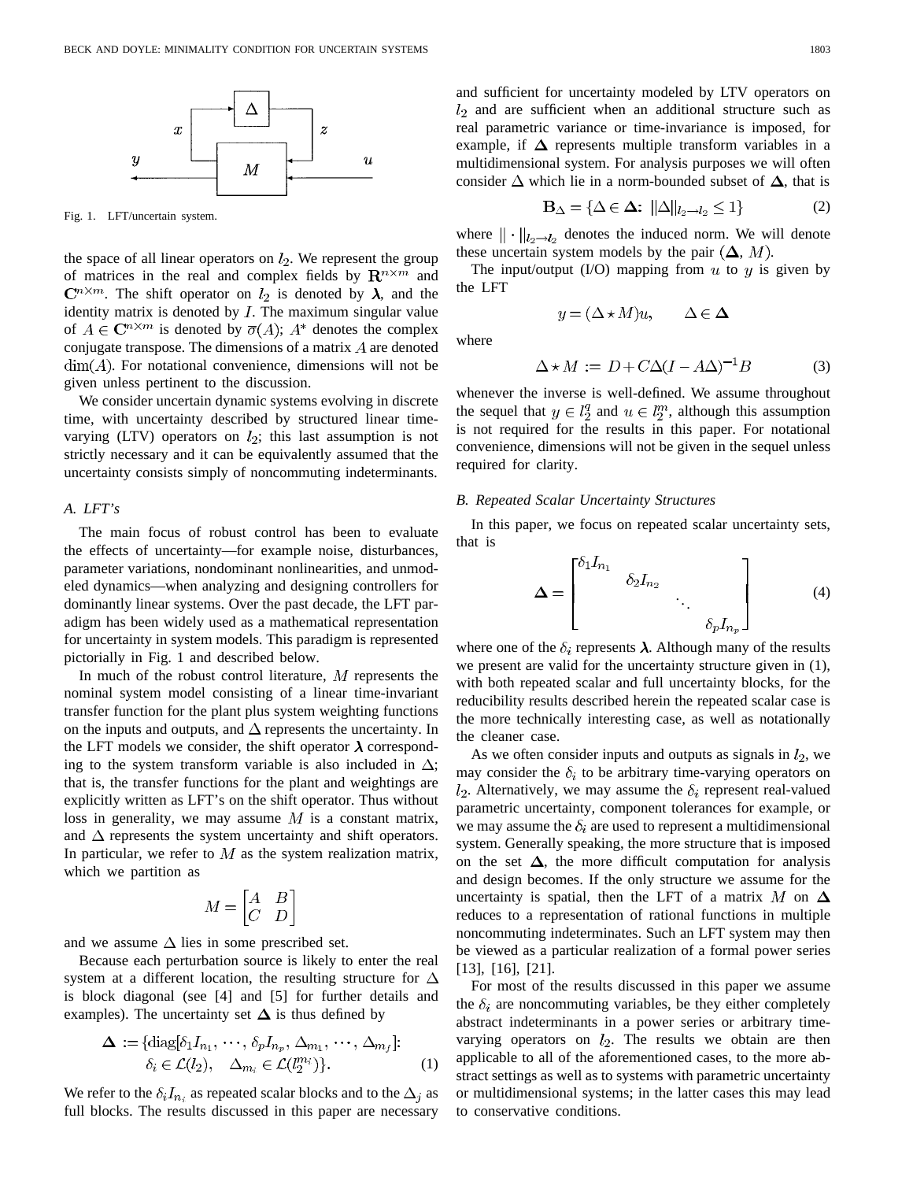Fig. 1. LFT/uncertain system.

the space of all linear operators on $l_2$. We represent the group of matrices in the real and complex fields by $\mathbf{R}^{n\times m}$ and $\mathbf{C}^{n\times m}$. The shift operator on $l_2$ is denoted by $\boldsymbol{\lambda}$, and the identity matrix is denoted by $I$. The maximum singular value of $A \in \mathbf{C}^{n\times m}$ is denoted by $\overline{\sigma}(A)$; $A^*$ denotes the complex conjugate transpose. The dimensions of a matrix $A$ are denoted $\dim(A)$. For notational convenience, dimensions will not be given unless pertinent to the discussion.

We consider uncertain dynamic systems evolving in discrete time, with uncertainty described by structured linear time-varying (LTV) operators on $l_2$; this last assumption is not strictly necessary and it can be equivalently assumed that the uncertainty consists simply of noncommuting indeterminants.

### A. LFT's

The main focus of robust control has been to evaluate the effects of uncertainty—for example noise, disturbances, parameter variations, nondominant nonlinearities, and unmodeled dynamics—when analyzing and designing controllers for dominantly linear systems. Over the past decade, the LFT paradigm has been widely used as a mathematical representation for uncertainty in system models. This paradigm is represented pictorially in Fig. 1 and described below.

In much of the robust control literature, $M$ represents the nominal system model consisting of a linear time-invariant transfer function for the plant plus system weighting functions on the inputs and outputs, and $\Delta$ represents the uncertainty. In the LFT models we consider, the shift operator $\boldsymbol{\lambda}$ corresponding to the system transform variable is also included in $\Delta$; that is, the transfer functions for the plant and weightings are explicitly written as LFT's on the shift operator. Thus without loss in generality, we may assume $M$ is a constant matrix, and $\Delta$ represents the system uncertainty and shift operators. In particular, we refer to $M$ as the system realization matrix, which we partition as

$$M = \begin{bmatrix} A & B \\ C & D \end{bmatrix}$$

and we assume $\Delta$ lies in some prescribed set.

Because each perturbation source is likely to enter the real system at a different location, the resulting structure for $\Delta$ is block diagonal (see [4] and [5] for further details and examples). The uncertainty set $\boldsymbol{\Delta}$ is thus defined by

$$\boldsymbol{\Delta} := \{\mathrm{diag}[\delta_1 I_{n_1}, \cdots, \delta_p I_{n_p}, \Delta_{m_1}, \cdots, \Delta_{m_f}]:\ \delta_i \in \mathcal{L}(l_2), \quad \Delta_{m_i} \in \mathcal{L}(l_2^{m_i})\}. \tag{1}$$

We refer to the $\delta_i I_{n_i}$ as repeated scalar blocks and to the $\Delta_j$ as full blocks. The results discussed in this paper are necessary and sufficient for uncertainty modeled by LTV operators on $l_2$ and are sufficient when an additional structure such as real parametric variance or time-invariance is imposed, for example, if $\boldsymbol{\Delta}$ represents multiple transform variables in a multidimensional system. For analysis purposes we will often consider $\Delta$ which lie in a norm-bounded subset of $\boldsymbol{\Delta}$, that is

$$\mathbf{B}_{\Delta} = \{\Delta \in \boldsymbol{\Delta}:\ \|\Delta\|_{l_2 \to l_2} \leq 1\} \tag{2}$$

where $\|\cdot\|_{l_2\to l_2}$ denotes the induced norm. We will denote these uncertain system models by the pair $(\boldsymbol{\Delta}, M)$.

The input/output (I/O) mapping from $u$ to $y$ is given by the LFT

$$y = (\Delta \star M)u, \qquad \Delta \in \boldsymbol{\Delta}$$

where

$$\Delta \star M := D + C\Delta(I - A\Delta)^{-1}B \tag{3}$$

whenever the inverse is well-defined. We assume throughout the sequel that $y \in l_2^q$ and $u \in l_2^m$, although this assumption is not required for the results in this paper. For notational convenience, dimensions will not be given in the sequel unless required for clarity.

### B. Repeated Scalar Uncertainty Structures

In this paper, we focus on repeated scalar uncertainty sets, that is

$$\boldsymbol{\Delta} = \begin{bmatrix} \delta_1 I_{n_1} & & & \\ & \delta_2 I_{n_2} & & \\ & & \ddots & \\ & & & \delta_p I_{n_p} \end{bmatrix} \tag{4}$$

where one of the $\delta_i$ represents $\boldsymbol{\lambda}$. Although many of the results we present are valid for the uncertainty structure given in (1), with both repeated scalar and full uncertainty blocks, for the reducibility results described herein the repeated scalar case is the more technically interesting case, as well as notationally the cleaner case.

As we often consider inputs and outputs as signals in $l_2$, we may consider the $\delta_i$ to be arbitrary time-varying operators on $l_2$. Alternatively, we may assume the $\delta_i$ represent real-valued parametric uncertainty, component tolerances for example, or we may assume the $\delta_i$ are used to represent a multidimensional system. Generally speaking, the more structure that is imposed on the set $\boldsymbol{\Delta}$, the more difficult computation for analysis and design becomes. If the only structure we assume for the uncertainty is spatial, then the LFT of a matrix $M$ on $\boldsymbol{\Delta}$ reduces to a representation of rational functions in multiple noncommuting indeterminates. Such an LFT system may then be viewed as a particular realization of a formal power series [13], [16], [21].

For most of the results discussed in this paper we assume the $\delta_i$ are noncommuting variables, be they either completely abstract indeterminants in a power series or arbitrary time-varying operators on $l_2$. The results we obtain are then applicable to all of the aforementioned cases, to the more abstract settings as well as to systems with parametric uncertainty or multidimensional systems; in the latter cases this may lead to conservative conditions.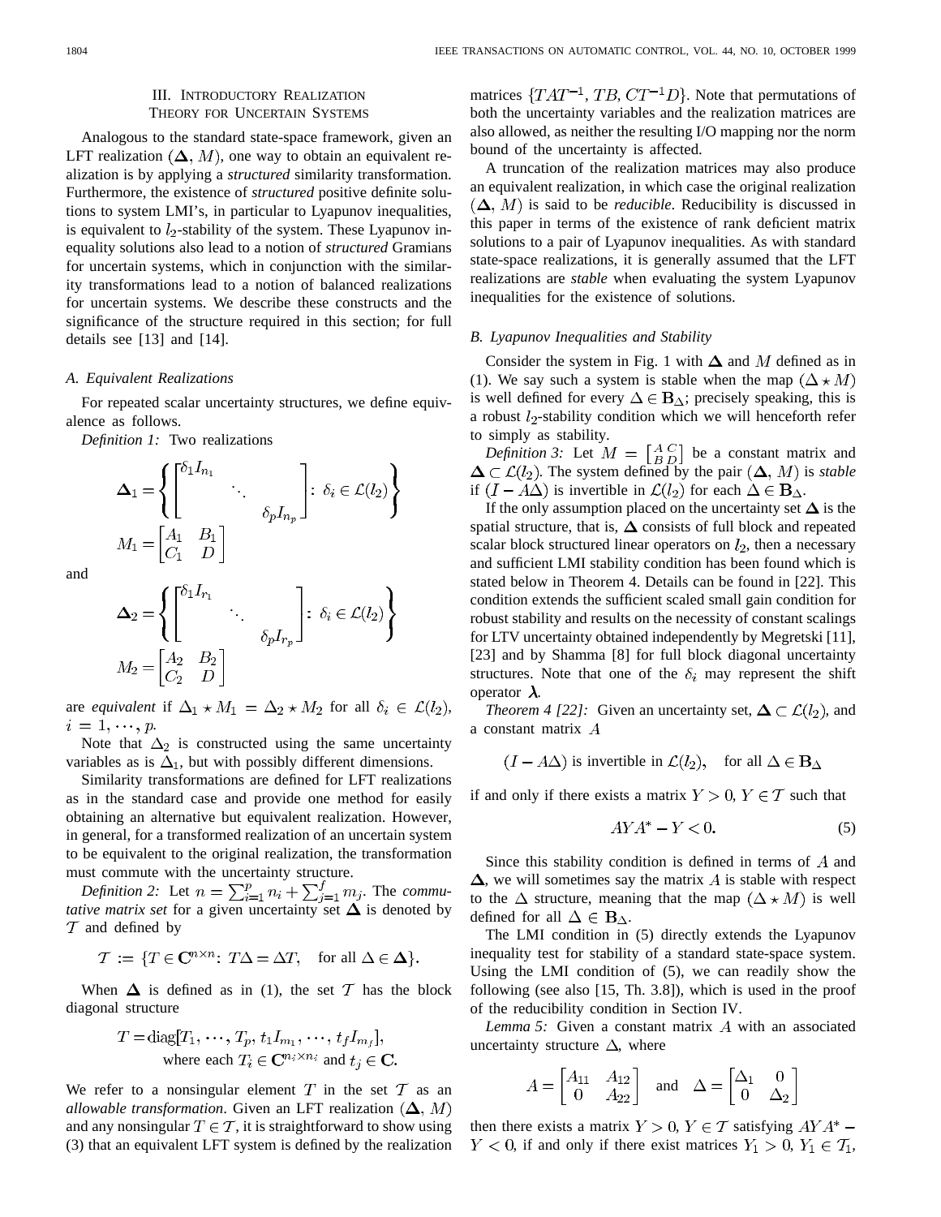## III. Introductory Realization Theory for Uncertain Systems

Analogous to the standard state-space framework, given an LFT realization $(\mathbf{\Delta}, M)$, one way to obtain an equivalent realization is by applying a *structured* similarity transformation. Furthermore, the existence of *structured* positive definite solutions to system LMI's, in particular to Lyapunov inequalities, is equivalent to $l_2$-stability of the system. These Lyapunov inequality solutions also lead to a notion of *structured* Gramians for uncertain systems, which in conjunction with the similarity transformations lead to a notion of balanced realizations for uncertain systems. We describe these constructs and the significance of the structure required in this section; for full details see [13] and [14].

### A. Equivalent Realizations

For repeated scalar uncertainty structures, we define equivalence as follows.

*Definition 1:* Two realizations

$$\mathbf{\Delta}_1 = \left\{ \begin{bmatrix} \delta_1 I_{n_1} & & \\ & \ddots & \\ & & \delta_p I_{n_p} \end{bmatrix} : \delta_i \in \mathcal{L}(l_2) \right\}$$

$$M_1 = \begin{bmatrix} A_1 & B_1 \\ C_1 & D \end{bmatrix}$$

and

$$\mathbf{\Delta}_2 = \left\{ \begin{bmatrix} \delta_1 I_{r_1} & & \\ & \ddots & \\ & & \delta_p I_{r_p} \end{bmatrix} : \delta_i \in \mathcal{L}(l_2) \right\}$$

$$M_2 = \begin{bmatrix} A_2 & B_2 \\ C_2 & D \end{bmatrix}$$

are *equivalent* if $\Delta_1 \star M_1 = \Delta_2 \star M_2$ for all $\delta_i \in \mathcal{L}(l_2)$, $i = 1, \cdots, p$.

Note that $\Delta_2$ is constructed using the same uncertainty variables as is $\Delta_1$, but with possibly different dimensions.

Similarity transformations are defined for LFT realizations as in the standard case and provide one method for easily obtaining an alternative but equivalent realization. However, in general, for a transformed realization of an uncertain system to be equivalent to the original realization, the transformation must commute with the uncertainty structure.

*Definition 2:* Let $n = \sum_{i=1}^{p} n_i + \sum_{j=1}^{f} m_j$. The *commutative matrix set* for a given uncertainty set $\mathbf{\Delta}$ is denoted by $\mathcal{T}$ and defined by

$$\mathcal{T} := \{T \in \mathbf{C}^{n \times n} : T\Delta = \Delta T, \quad \text{for all } \Delta \in \mathbf{\Delta}\}.$$

When $\mathbf{\Delta}$ is defined as in (1), the set $\mathcal{T}$ has the block diagonal structure

$$T = \text{diag}[T_1, \cdots, T_p, t_1 I_{m_1}, \cdots, t_f I_{m_f}], \quad \text{where each } T_i \in \mathbf{C}^{n_i \times n_i} \text{ and } t_j \in \mathbf{C}.$$

We refer to a nonsingular element $T$ in the set $\mathcal{T}$ as an *allowable transformation*. Given an LFT realization $(\mathbf{\Delta}, M)$ and any nonsingular $T \in \mathcal{T}$, it is straightforward to show using (3) that an equivalent LFT system is defined by the realization matrices $\{TAT^{-1}, TB, CT^{-1}D\}$. Note that permutations of both the uncertainty variables and the realization matrices are also allowed, as neither the resulting I/O mapping nor the norm bound of the uncertainty is affected.

A truncation of the realization matrices may also produce an equivalent realization, in which case the original realization $(\mathbf{\Delta}, M)$ is said to be *reducible*. Reducibility is discussed in this paper in terms of the existence of rank deficient matrix solutions to a pair of Lyapunov inequalities. As with standard state-space realizations, it is generally assumed that the LFT realizations are *stable* when evaluating the system Lyapunov inequalities for the existence of solutions.

### B. Lyapunov Inequalities and Stability

Consider the system in Fig. 1 with $\mathbf{\Delta}$ and $M$ defined as in (1). We say such a system is stable when the map $(\Delta \star M)$ is well defined for every $\Delta \in \mathbf{B}_\Delta$; precisely speaking, this is a robust $l_2$-stability condition which we will henceforth refer to simply as stability.

*Definition 3:* Let $M = \left[\begin{smallmatrix} A & C \\ B & D \end{smallmatrix}\right]$ be a constant matrix and $\mathbf{\Delta} \subset \mathcal{L}(l_2)$. The system defined by the pair $(\mathbf{\Delta}, M)$ is *stable* if $(I - A\Delta)$ is invertible in $\mathcal{L}(l_2)$ for each $\Delta \in \mathbf{B}_\Delta$.

If the only assumption placed on the uncertainty set $\mathbf{\Delta}$ is the spatial structure, that is, $\mathbf{\Delta}$ consists of full block and repeated scalar block structured linear operators on $l_2$, then a necessary and sufficient LMI stability condition has been found which is stated below in Theorem 4. Details can be found in [22]. This condition extends the sufficient scaled small gain condition for robust stability and results on the necessity of constant scalings for LTV uncertainty obtained independently by Megretski [11], [23] and by Shamma [8] for full block diagonal uncertainty structures. Note that one of the $\delta_i$ may represent the shift operator $\boldsymbol{\lambda}$.

*Theorem 4 [22]:* Given an uncertainty set, $\mathbf{\Delta} \subset \mathcal{L}(l_2)$, and a constant matrix $A$

$$(I - A\Delta) \text{ is invertible in } \mathcal{L}(l_2), \quad \text{for all } \Delta \in \mathbf{B}_\Delta$$

if and only if there exists a matrix $Y > 0$, $Y \in \mathcal{T}$ such that

$$AYA^* - Y < 0. \tag{5}$$

Since this stability condition is defined in terms of $A$ and $\mathbf{\Delta}$, we will sometimes say the matrix $A$ is stable with respect to the $\Delta$ structure, meaning that the map $(\Delta \star M)$ is well defined for all $\Delta \in \mathbf{B}_\Delta$.

The LMI condition in (5) directly extends the Lyapunov inequality test for stability of a standard state-space system. Using the LMI condition of (5), we can readily show the following (see also [15, Th. 3.8]), which is used in the proof of the reducibility condition in Section IV.

*Lemma 5:* Given a constant matrix $A$ with an associated uncertainty structure $\Delta$, where

$$A = \begin{bmatrix} A_{11} & A_{12} \\ 0 & A_{22} \end{bmatrix} \quad \text{and} \quad \Delta = \begin{bmatrix} \Delta_1 & 0 \\ 0 & \Delta_2 \end{bmatrix}$$

then there exists a matrix $Y > 0$, $Y \in \mathcal{T}$ satisfying $AYA^* - Y < 0$, if and only if there exist matrices $Y_1 > 0$, $Y_1 \in \mathcal{T}_1$,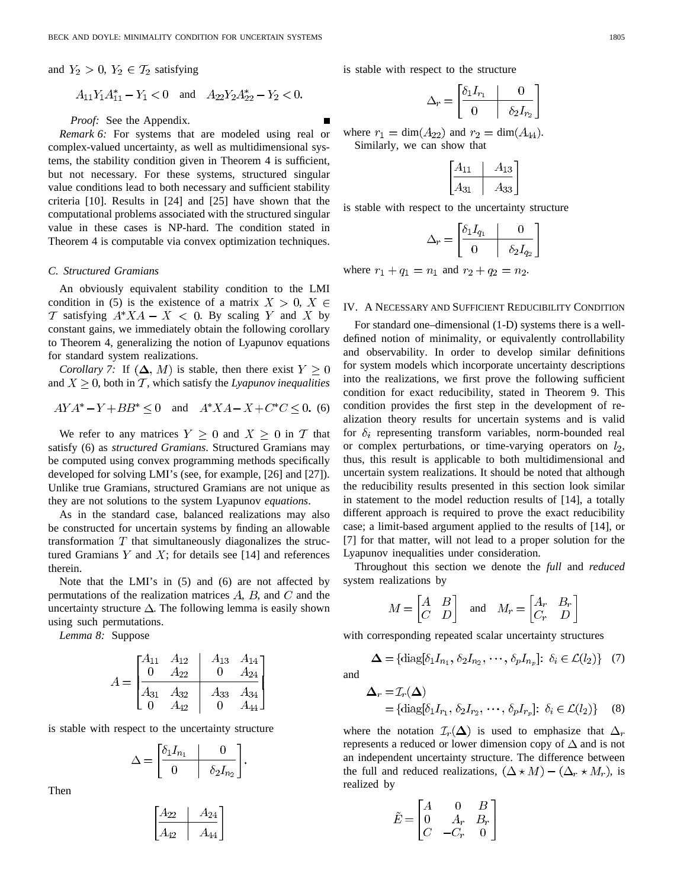and $Y_2 > 0$, $Y_2 \in \mathcal{T}_2$ satisfying

$$A_{11}Y_1A_{11}^* - Y_1 < 0 \quad \text{and} \quad A_{22}Y_2A_{22}^* - Y_2 < 0.$$

*Proof:* See the Appendix. ∎

*Remark 6:* For systems that are modeled using real or complex-valued uncertainty, as well as multidimensional systems, the stability condition given in Theorem 4 is sufficient, but not necessary. For these systems, structured singular value conditions lead to both necessary and sufficient stability criteria [10]. Results in [24] and [25] have shown that the computational problems associated with the structured singular value in these cases is NP-hard. The condition stated in Theorem 4 is computable via convex optimization techniques.

### C. Structured Gramians

An obviously equivalent stability condition to the LMI condition in (5) is the existence of a matrix $X > 0$, $X \in \mathcal{T}$ satisfying $A^*XA - X < 0$. By scaling $Y$ and $X$ by constant gains, we immediately obtain the following corollary to Theorem 4, generalizing the notion of Lyapunov equations for standard system realizations.

*Corollary 7:* If $(\mathbf{\Delta}, M)$ is stable, then there exist $Y \geq 0$ and $X \geq 0$, both in $\mathcal{T}$, which satisfy the *Lyapunov inequalities*

$$AYA^* - Y + BB^* \leq 0 \quad \text{and} \quad A^*XA - X + C^*C \leq 0. \quad (6)$$

We refer to any matrices $Y \geq 0$ and $X \geq 0$ in $\mathcal{T}$ that satisfy (6) as *structured Gramians*. Structured Gramians may be computed using convex programming methods specifically developed for solving LMI's (see, for example, [26] and [27]). Unlike true Gramians, structured Gramians are not unique as they are not solutions to the system Lyapunov *equations*.

As in the standard case, balanced realizations may also be constructed for uncertain systems by finding an allowable transformation $T$ that simultaneously diagonalizes the structured Gramians $Y$ and $X$; for details see [14] and references therein.

Note that the LMI's in (5) and (6) are not affected by permutations of the realization matrices $A$, $B$, and $C$ and the uncertainty structure $\Delta$. The following lemma is easily shown using such permutations.

*Lemma 8:* Suppose

$$A = \left[\begin{array}{cc|cc} A_{11} & A_{12} & A_{13} & A_{14} \\ 0 & A_{22} & 0 & A_{24} \\ \hline A_{31} & A_{32} & A_{33} & A_{34} \\ 0 & A_{42} & 0 & A_{44} \end{array}\right]$$

is stable with respect to the uncertainty structure

$$\Delta = \left[\begin{array}{c|c} \delta_1 I_{n_1} & 0 \\ \hline 0 & \delta_2 I_{n_2} \end{array}\right].$$

Then

$$\left[\begin{array}{c|c} A_{22} & A_{24} \\ \hline A_{42} & A_{44} \end{array}\right]$$

is stable with respect to the structure

$$\Delta_r = \left[\begin{array}{c|c} \delta_1 I_{r_1} & 0 \\ \hline 0 & \delta_2 I_{r_2} \end{array}\right]$$

where $r_1 = \dim(A_{22})$ and $r_2 = \dim(A_{44})$.

Similarly, we can show that

$$\left[\begin{array}{c|c} A_{11} & A_{13} \\ \hline A_{31} & A_{33} \end{array}\right]$$

is stable with respect to the uncertainty structure

$$\Delta_r = \left[\begin{array}{c|c} \delta_1 I_{q_1} & 0 \\ \hline 0 & \delta_2 I_{q_2} \end{array}\right]$$

where $r_1 + q_1 = n_1$ and $r_2 + q_2 = n_2$.

## IV. A Necessary and Sufficient Reducibility Condition

For standard one–dimensional (1-D) systems there is a well-defined notion of minimality, or equivalently controllability and observability. In order to develop similar definitions for system models which incorporate uncertainty descriptions into the realizations, we first prove the following sufficient condition for exact reducibility, stated in Theorem 9. This condition provides the first step in the development of realization theory results for uncertain systems and is valid for $\delta_i$ representing transform variables, norm-bounded real or complex perturbations, or time-varying operators on $l_2$, thus, this result is applicable to both multidimensional and uncertain system realizations. It should be noted that although the reducibility results presented in this section look similar in statement to the model reduction results of [14], a totally different approach is required to prove the exact reducibility case; a limit-based argument applied to the results of [14], or [7] for that matter, will not lead to a proper solution for the Lyapunov inequalities under consideration.

Throughout this section we denote the *full* and *reduced* system realizations by

$$M = \begin{bmatrix} A & B \\ C & D \end{bmatrix} \quad \text{and} \quad M_r = \begin{bmatrix} A_r & B_r \\ C_r & D \end{bmatrix}$$

with corresponding repeated scalar uncertainty structures

$$\mathbf{\Delta} = \{\text{diag}[\delta_1 I_{n_1}, \delta_2 I_{n_2}, \cdots, \delta_p I_{n_p}]\colon\ \delta_i \in \mathcal{L}(l_2)\} \quad (7)$$

and

$$\begin{aligned}\mathbf{\Delta}_r &= \mathcal{I}_r(\mathbf{\Delta}) \\ &= \{\text{diag}[\delta_1 I_{r_1}, \delta_2 I_{r_2}, \cdots, \delta_p I_{r_p}]\colon\ \delta_i \in \mathcal{L}(l_2)\} \quad (8)\end{aligned}$$

where the notation $\mathcal{I}_r(\mathbf{\Delta})$ is used to emphasize that $\Delta_r$ represents a reduced or lower dimension copy of $\Delta$ and is not an independent uncertainty structure. The difference between the full and reduced realizations, $(\Delta \star M) - (\Delta_r \star M_r)$, is realized by

$$\tilde{E} = \begin{bmatrix} A & 0 & B \\ 0 & A_r & B_r \\ C & -C_r & 0 \end{bmatrix}$$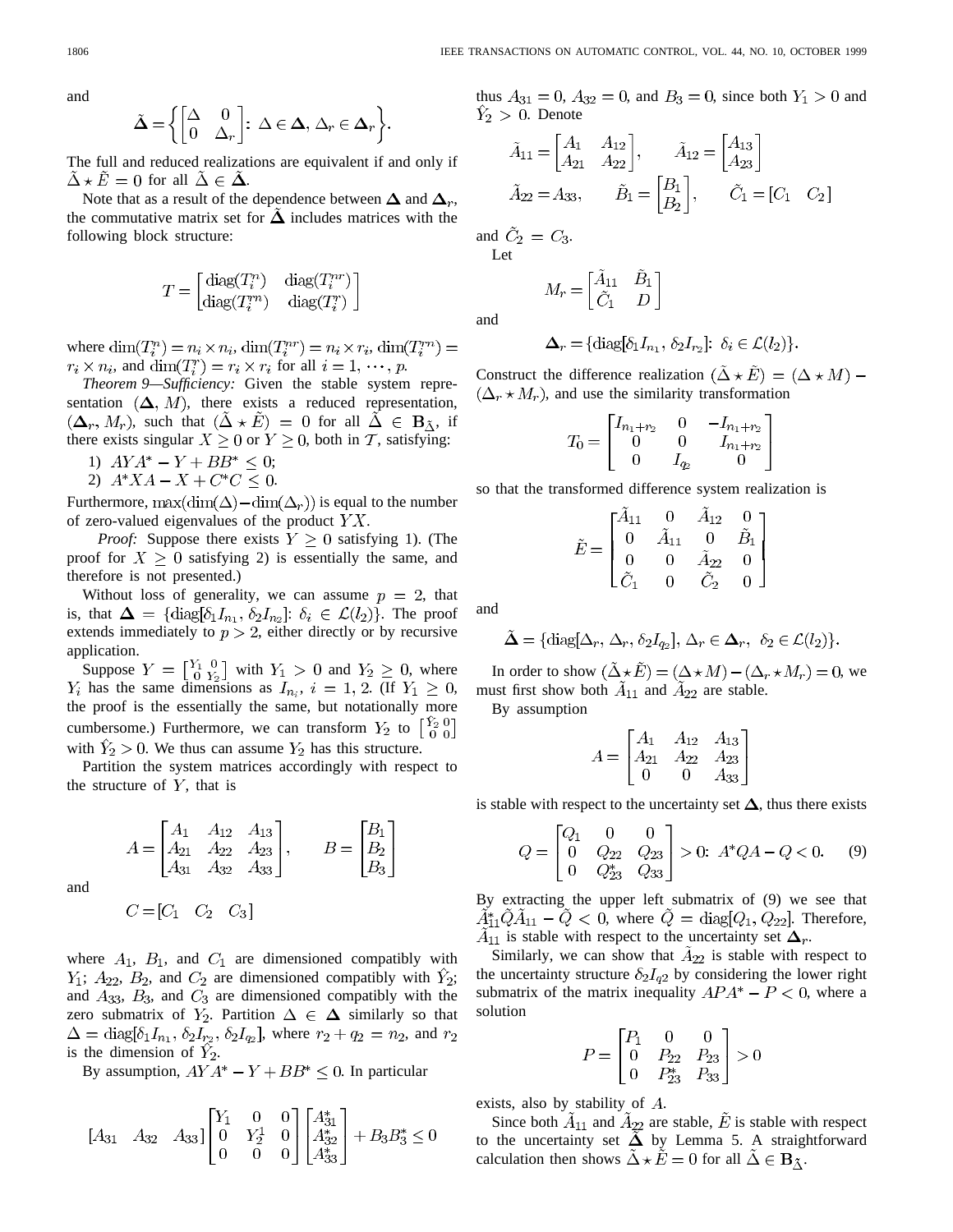and

$$\tilde{\mathbf{\Delta}} = \left\{ \begin{bmatrix} \Delta & 0 \\ 0 & \Delta_r \end{bmatrix} : \ \Delta \in \mathbf{\Delta}, \ \Delta_r \in \mathbf{\Delta}_r \right\}.$$

The full and reduced realizations are equivalent if and only if $\tilde{\Delta} \star \tilde{E} = 0$ for all $\tilde{\Delta} \in \tilde{\mathbf{\Delta}}$.

Note that as a result of the dependence between $\mathbf{\Delta}$ and $\mathbf{\Delta}_r$, the commutative matrix set for $\tilde{\mathbf{\Delta}}$ includes matrices with the following block structure:

$$T = \begin{bmatrix} \operatorname{diag}(T_i^n) & \operatorname{diag}(T_i^{nr}) \\ \operatorname{diag}(T_i^{rn}) & \operatorname{diag}(T_i^r) \end{bmatrix}$$

where $\dim(T_i^n) = n_i \times n_i$, $\dim(T_i^{nr}) = n_i \times r_i$, $\dim(T_i^{rn}) = r_i \times n_i$, and $\dim(T_i^r) = r_i \times r_i$ for all $i = 1, \cdots, p$.

*Theorem 9—Sufficiency:* Given the stable system representation $(\mathbf{\Delta}, M)$, there exists a reduced representation, $(\mathbf{\Delta}_r, M_r)$, such that $(\tilde{\Delta} \star \tilde{E}) = 0$ for all $\tilde{\Delta} \in \mathbf{B}_{\tilde{\Delta}}$, if there exists singular $X \geq 0$ or $Y \geq 0$, both in $\mathcal{T}$, satisfying:

1) $AYA^* - Y + BB^* \leq 0$;
2) $A^*XA - X + C^*C \leq 0$.

Furthermore, $\max(\dim(\Delta) - \dim(\Delta_r))$ is equal to the number of zero-valued eigenvalues of the product $YX$.

*Proof:* Suppose there exists $Y \geq 0$ satisfying 1). (The proof for $X \geq 0$ satisfying 2) is essentially the same, and therefore is not presented.)

Without loss of generality, we can assume $p = 2$, that is, that $\mathbf{\Delta} = \{\operatorname{diag}[\delta_1 I_{n_1}, \delta_2 I_{n_2}]: \ \delta_i \in \mathcal{L}(l_2)\}$. The proof extends immediately to $p > 2$, either directly or by recursive application.

Suppose $Y = \begin{bmatrix} Y_1 & 0 \\ 0 & Y_2 \end{bmatrix}$ with $Y_1 > 0$ and $Y_2 \geq 0$, where $Y_i$ has the same dimensions as $I_{n_i}$, $i = 1, 2$. (If $Y_1 \geq 0$, the proof is the essentially the same, but notationally more cumbersome.) Furthermore, we can transform $Y_2$ to $\begin{bmatrix} \hat{Y}_2 & 0 \\ 0 & 0 \end{bmatrix}$ with $\hat{Y}_2 > 0$. We thus can assume $Y_2$ has this structure.

Partition the system matrices accordingly with respect to the structure of $Y$, that is

$$A = \begin{bmatrix} A_1 & A_{12} & A_{13} \\ A_{21} & A_{22} & A_{23} \\ A_{31} & A_{32} & A_{33} \end{bmatrix}, \qquad B = \begin{bmatrix} B_1 \\ B_2 \\ B_3 \end{bmatrix}$$

and

$$C = [C_1 \quad C_2 \quad C_3]$$

where $A_1$, $B_1$, and $C_1$ are dimensioned compatibly with $Y_1$; $A_{22}$, $B_2$, and $C_2$ are dimensioned compatibly with $\hat{Y}_2$; and $A_{33}$, $B_3$, and $C_3$ are dimensioned compatibly with the zero submatrix of $Y_2$. Partition $\Delta \in \mathbf{\Delta}$ similarly so that $\Delta = \operatorname{diag}[\delta_1 I_{n_1}, \delta_2 I_{r_2}, \delta_2 I_{q_2}]$, where $r_2 + q_2 = n_2$, and $r_2$ is the dimension of $\hat{Y}_2$.

By assumption, $AYA^* - Y + BB^* \leq 0$. In particular

$$[A_{31} \quad A_{32} \quad A_{33}] \begin{bmatrix} Y_1 & 0 & 0 \\ 0 & Y_2^1 & 0 \\ 0 & 0 & 0 \end{bmatrix} \begin{bmatrix} A_{31}^* \\ A_{32}^* \\ A_{33}^* \end{bmatrix} + B_3 B_3^* \leq 0$$

thus $A_{31} = 0$, $A_{32} = 0$, and $B_3 = 0$, since both $Y_1 > 0$ and $\hat{Y}_2 > 0$. Denote

$$\tilde{A}_{11} = \begin{bmatrix} A_1 & A_{12} \\ A_{21} & A_{22} \end{bmatrix}, \qquad \tilde{A}_{12} = \begin{bmatrix} A_{13} \\ A_{23} \end{bmatrix}$$

$$\tilde{A}_{22} = A_{33}, \qquad \tilde{B}_1 = \begin{bmatrix} B_1 \\ B_2 \end{bmatrix}, \qquad \tilde{C}_1 = [C_1 \quad C_2]$$

and $\tilde{C}_2 = C_3$.

Let

$$M_r = \begin{bmatrix} \tilde{A}_{11} & \tilde{B}_1 \\ \tilde{C}_1 & D \end{bmatrix}$$

and

$$\mathbf{\Delta}_r = \{\operatorname{diag}[\delta_1 I_{n_1}, \delta_2 I_{r_2}]: \ \delta_i \in \mathcal{L}(l_2)\}.$$

Construct the difference realization $(\tilde{\Delta} \star \tilde{E}) = (\Delta \star M) - (\Delta_r \star M_r)$, and use the similarity transformation

$$T_0 = \begin{bmatrix} I_{n_1+r_2} & 0 & -I_{n_1+r_2} \\ 0 & 0 & I_{n_1+r_2} \\ 0 & I_{q_2} & 0 \end{bmatrix}$$

so that the transformed difference system realization is

$$\tilde{E} = \begin{bmatrix} \tilde{A}_{11} & 0 & \tilde{A}_{12} & 0 \\ 0 & \tilde{A}_{11} & 0 & \tilde{B}_1 \\ 0 & 0 & \tilde{A}_{22} & 0 \\ \tilde{C}_1 & 0 & \tilde{C}_2 & 0 \end{bmatrix}$$

and

$$\tilde{\mathbf{\Delta}} = \{\operatorname{diag}[\Delta_r, \Delta_r, \delta_2 I_{q_2}], \ \Delta_r \in \mathbf{\Delta}_r, \ \delta_2 \in \mathcal{L}(l_2)\}.$$

In order to show $(\tilde{\Delta} \star \tilde{E}) = (\Delta \star M) - (\Delta_r \star M_r) = 0$, we must first show both $\tilde{A}_{11}$ and $\tilde{A}_{22}$ are stable.

By assumption

$$A = \begin{bmatrix} A_1 & A_{12} & A_{13} \\ A_{21} & A_{22} & A_{23} \\ 0 & 0 & A_{33} \end{bmatrix}$$

is stable with respect to the uncertainty set $\mathbf{\Delta}$, thus there exists

$$Q = \begin{bmatrix} Q_1 & 0 & 0 \\ 0 & Q_{22} & Q_{23} \\ 0 & Q_{23}^* & Q_{33} \end{bmatrix} > 0: \ A^*QA - Q < 0. \tag{9}$$

By extracting the upper left submatrix of (9) we see that $\tilde{A}_{11}^* \tilde{Q} \tilde{A}_{11} - \tilde{Q} < 0$, where $\tilde{Q} = \operatorname{diag}[Q_1, Q_{22}]$. Therefore, $\tilde{A}_{11}$ is stable with respect to the uncertainty set $\mathbf{\Delta}_r$.

Similarly, we can show that $\tilde{A}_{22}$ is stable with respect to the uncertainty structure $\delta_2 I_{q2}$ by considering the lower right submatrix of the matrix inequality $APA^* - P < 0$, where a solution

$$P = \begin{bmatrix} P_1 & 0 & 0 \\ 0 & P_{22} & P_{23} \\ 0 & P_{23}^* & P_{33} \end{bmatrix} > 0$$

exists, also by stability of $A$.

Since both $\tilde{A}_{11}$ and $\tilde{A}_{22}$ are stable, $\tilde{E}$ is stable with respect to the uncertainty set $\tilde{\mathbf{\Delta}}$ by Lemma 5. A straightforward calculation then shows $\tilde{\Delta} \star \tilde{E} = 0$ for all $\tilde{\Delta} \in \mathbf{B}_{\tilde{\Delta}}$.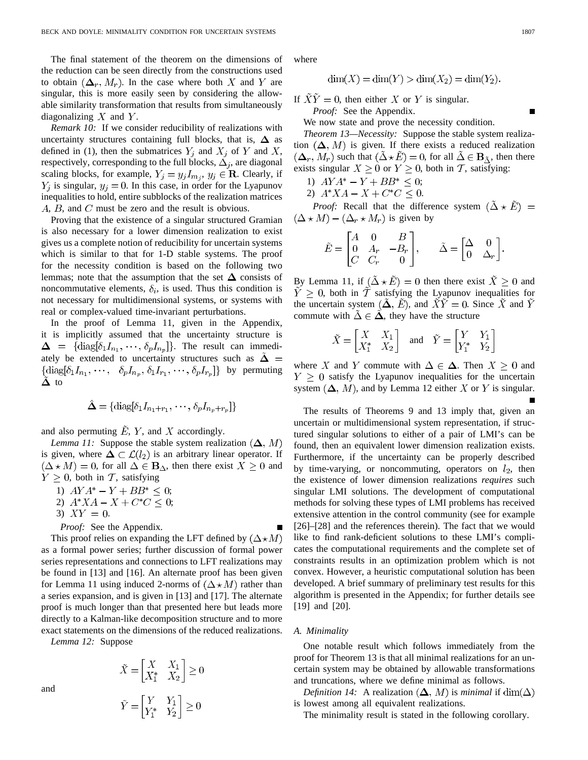The final statement of the theorem on the dimensions of the reduction can be seen directly from the constructions used to obtain $(\mathbf{\Delta}_r, M_r)$. In the case where both $X$ and $Y$ are singular, this is more easily seen by considering the allowable similarity transformation that results from simultaneously diagonalizing $X$ and $Y$.

*Remark 10:* If we consider reducibility of realizations with uncertainty structures containing full blocks, that is, $\mathbf{\Delta}$ as defined in (1), then the submatrices $Y_j$ and $X_j$ of $Y$ and $X$, respectively, corresponding to the full blocks, $\Delta_j$, are diagonal scaling blocks, for example, $Y_j = y_j I_{m_j}$, $y_j \in \mathbf{R}$. Clearly, if $Y_j$ is singular, $y_j = 0$. In this case, in order for the Lyapunov inequalities to hold, entire subblocks of the realization matrices $A$, $B$, and $C$ must be zero and the result is obvious.

Proving that the existence of a singular structured Gramian is also necessary for a lower dimension realization to exist gives us a complete notion of reducibility for uncertain systems which is similar to that for 1-D stable systems. The proof for the necessity condition is based on the following two lemmas; note that the assumption that the set $\mathbf{\Delta}$ consists of noncommutative elements, $\delta_i$, is used. Thus this condition is not necessary for multidimensional systems, or systems with real or complex-valued time-invariant perturbations.

In the proof of Lemma 11, given in the Appendix, it is implicitly assumed that the uncertainty structure is $\mathbf{\Delta} = \{\mathrm{diag}[\delta_1 I_{n_1}, \cdots, \delta_p I_{n_p}]\}$. The result can immediately be extended to uncertainty structures such as $\tilde{\mathbf{\Delta}} = \{\mathrm{diag}[\delta_1 I_{n_1}, \cdots, \delta_p I_{n_p}, \delta_1 I_{r_1}, \cdots, \delta_p I_{r_p}]\}$ by permuting $\tilde{\mathbf{\Delta}}$ to

$$\hat{\mathbf{\Delta}} = \{\mathrm{diag}[\delta_1 I_{n_1+r_1}, \cdots, \delta_p I_{n_p+r_p}]\}$$

and also permuting $\tilde{E}$, $Y$, and $X$ accordingly.

*Lemma 11:* Suppose the stable system realization $(\mathbf{\Delta}, M)$ is given, where $\mathbf{\Delta} \subset \mathcal{L}(l_2)$ is an arbitrary linear operator. If $(\Delta \star M) = 0$, for all $\Delta \in \mathbf{B}_{\mathbf{\Delta}}$, then there exist $X \geq 0$ and $Y \geq 0$, both in $\mathcal{T}$, satisfying

1) $AYA^* - Y + BB^* \leq 0$;
2) $A^*XA - X + C^*C \leq 0$;
3) $XY = 0$.

*Proof:* See the Appendix. ∎

This proof relies on expanding the LFT defined by $(\Delta \star M)$ as a formal power series; further discussion of formal power series representations and connections to LFT realizations may be found in [13] and [16]. An alternate proof has been given for Lemma 11 using induced 2-norms of $(\Delta \star M)$ rather than a series expansion, and is given in [13] and [17]. The alternate proof is much longer than that presented here but leads more directly to a Kalman-like decomposition structure and to more exact statements on the dimensions of the reduced realizations.

*Lemma 12:* Suppose

$$\tilde{X} = \begin{bmatrix} X & X_1 \\ X_1^* & X_2 \end{bmatrix} \geq 0$$

and

$$\tilde{Y} = \begin{bmatrix} Y & Y_1 \\ Y_1^* & Y_2 \end{bmatrix} \geq 0$$

where

$$\dim(X) = \dim(Y) > \dim(X_2) = \dim(Y_2).$$

If $\tilde{X}\tilde{Y} = 0$, then either $X$ or $Y$ is singular.

*Proof:* See the Appendix. ∎

We now state and prove the necessity condition.

*Theorem 13—Necessity:* Suppose the stable system realization $(\mathbf{\Delta}, M)$ is given. If there exists a reduced realization $(\mathbf{\Delta}_r, M_r)$ such that $(\tilde{\Delta} \star \tilde{E}) = 0$, for all $\tilde{\Delta} \in \mathbf{B}_{\tilde{\mathbf{\Delta}}}$, then there exists singular $X \geq 0$ or $Y \geq 0$, both in $\mathcal{T}$, satisfying:

1) $AYA^* - Y + BB^* \leq 0$;
2) $A^*XA - X + C^*C \leq 0$.

*Proof:* Recall that the difference system $(\tilde{\Delta} \star \tilde{E}) = (\Delta \star M) - (\Delta_r \star M_r)$ is given by

$$\tilde{E} = \begin{bmatrix} A & 0 & B \\ 0 & A_r & -B_r \\ C & C_r & 0 \end{bmatrix}, \qquad \tilde{\Delta} = \begin{bmatrix} \Delta & 0 \\ 0 & \Delta_r \end{bmatrix}.$$

By Lemma 11, if $(\tilde{\Delta} \star \tilde{E}) = 0$ then there exist $\tilde{X} \geq 0$ and $\tilde{Y} \geq 0$, both in $\tilde{\mathcal{T}}$ satisfying the Lyapunov inequalities for the uncertain system $(\tilde{\mathbf{\Delta}}, \tilde{E})$, and $\tilde{X}\tilde{Y} = 0$. Since $\tilde{X}$ and $\tilde{Y}$ commute with $\tilde{\Delta} \in \tilde{\mathbf{\Delta}}$, they have the structure

$$\tilde{X} = \begin{bmatrix} X & X_1 \\ X_1^* & X_2 \end{bmatrix} \quad \text{and} \quad \tilde{Y} = \begin{bmatrix} Y & Y_1 \\ Y_1^* & Y_2 \end{bmatrix}$$

where $X$ and $Y$ commute with $\Delta \in \mathbf{\Delta}$. Then $X \geq 0$ and $Y \geq 0$ satisfy the Lyapunov inequalities for the uncertain system $(\mathbf{\Delta}, M)$, and by Lemma 12 either $X$ or $Y$ is singular. ∎

The results of Theorems 9 and 13 imply that, given an uncertain or multidimensional system representation, if structured singular solutions to either of a pair of LMI's can be found, then an equivalent lower dimension realization exists. Furthermore, if the uncertainty can be properly described by time-varying, or noncommuting, operators on $l_2$, then the existence of lower dimension realizations *requires* such singular LMI solutions. The development of computational methods for solving these types of LMI problems has received extensive attention in the control community (see for example [26]–[28] and the references therein). The fact that we would like to find rank-deficient solutions to these LMI's complicates the computational requirements and the complete set of constraints results in an optimization problem which is not convex. However, a heuristic computational solution has been developed. A brief summary of preliminary test results for this algorithm is presented in the Appendix; for further details see [19] and [20].

### A. Minimality

One notable result which follows immediately from the proof for Theorem 13 is that all minimal realizations for an uncertain system may be obtained by allowable transformations and truncations, where we define minimal as follows.

*Definition 14:* A realization $(\mathbf{\Delta}, M)$ is *minimal* if $\dim(\Delta)$ is lowest among all equivalent realizations.

The minimality result is stated in the following corollary.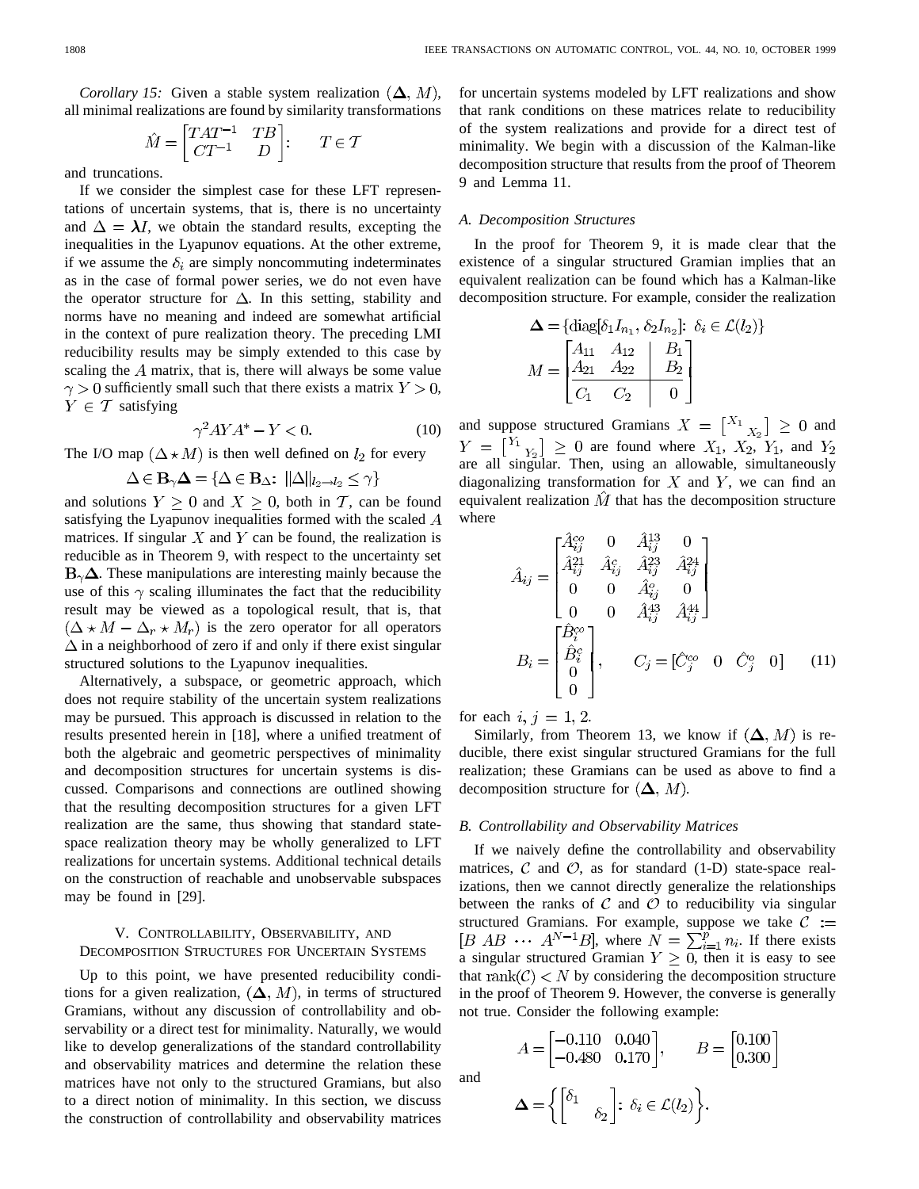*Corollary 15:* Given a stable system realization $(\mathbf{\Delta}, M)$, all minimal realizations are found by similarity transformations

$$\hat{M} = \begin{bmatrix} TAT^{-1} & TB \\ CT^{-1} & D \end{bmatrix}: \qquad T \in \mathcal{T}$$

and truncations.

If we consider the simplest case for these LFT representations of uncertain systems, that is, there is no uncertainty and $\Delta = \lambda I$, we obtain the standard results, excepting the inequalities in the Lyapunov equations. At the other extreme, if we assume the $\delta_i$ are simply noncommuting indeterminates as in the case of formal power series, we do not even have the operator structure for $\Delta$. In this setting, stability and norms have no meaning and indeed are somewhat artificial in the context of pure realization theory. The preceding LMI reducibility results may be simply extended to this case by scaling the $A$ matrix, that is, there will always be some value $\gamma > 0$ sufficiently small such that there exists a matrix $Y > 0$, $Y \in \mathcal{T}$ satisfying

$$\gamma^2 AYA^* - Y < 0. \tag{10}$$

The I/O map $(\Delta \star M)$ is then well defined on $l_2$ for every

$$\Delta \in \mathbf{B}_\gamma \mathbf{\Delta} = \{\Delta \in \mathbf{B}_\Delta \colon \ \|\Delta\|_{l_2 \to l_2} \leq \gamma\}$$

and solutions $Y \geq 0$ and $X \geq 0$, both in $\mathcal{T}$, can be found satisfying the Lyapunov inequalities formed with the scaled $A$ matrices. If singular $X$ and $Y$ can be found, the realization is reducible as in Theorem 9, with respect to the uncertainty set $\mathbf{B}_\gamma \mathbf{\Delta}$. These manipulations are interesting mainly because the use of this $\gamma$ scaling illuminates the fact that the reducibility result may be viewed as a topological result, that is, that $(\Delta \star M - \Delta_r \star M_r)$ is the zero operator for all operators $\Delta$ in a neighborhood of zero if and only if there exist singular structured solutions to the Lyapunov inequalities.

Alternatively, a subspace, or geometric approach, which does not require stability of the uncertain system realizations may be pursued. This approach is discussed in relation to the results presented herein in [18], where a unified treatment of both the algebraic and geometric perspectives of minimality and decomposition structures for uncertain systems is discussed. Comparisons and connections are outlined showing that the resulting decomposition structures for a given LFT realization are the same, thus showing that standard state-space realization theory may be wholly generalized to LFT realizations for uncertain systems. Additional technical details on the construction of reachable and unobservable subspaces may be found in [29].

## V. Controllability, Observability, and Decomposition Structures for Uncertain Systems

Up to this point, we have presented reducibility conditions for a given realization, $(\mathbf{\Delta}, M)$, in terms of structured Gramians, without any discussion of controllability and observability or a direct test for minimality. Naturally, we would like to develop generalizations of the standard controllability and observability matrices and determine the relation these matrices have not only to the structured Gramians, but also to a direct notion of minimality. In this section, we discuss the construction of controllability and observability matrices for uncertain systems modeled by LFT realizations and show that rank conditions on these matrices relate to reducibility of the system realizations and provide for a direct test of minimality. We begin with a discussion of the Kalman-like decomposition structure that results from the proof of Theorem 9 and Lemma 11.

### A. Decomposition Structures

In the proof for Theorem 9, it is made clear that the existence of a singular structured Gramian implies that an equivalent realization can be found which has a Kalman-like decomposition structure. For example, consider the realization

$$\mathbf{\Delta} = \{\mathrm{diag}[\delta_1 I_{n_1}, \delta_2 I_{n_2}] \colon \ \delta_i \in \mathcal{L}(l_2)\}$$

$$M = \left[\begin{array}{cc|c} A_{11} & A_{12} & B_1 \\ A_{21} & A_{22} & B_2 \\ \hline C_1 & C_2 & 0 \end{array}\right]$$

and suppose structured Gramians $X = \begin{bmatrix} X_1 & \\ & X_2 \end{bmatrix} \geq 0$ and $Y = \begin{bmatrix} Y_1 & \\ & Y_2 \end{bmatrix} \geq 0$ are found where $X_1$, $X_2$, $Y_1$, and $Y_2$ are all singular. Then, using an allowable, simultaneously diagonalizing transformation for $X$ and $Y$, we can find an equivalent realization $\hat{M}$ that has the decomposition structure where

$$\hat{A}_{ij} = \begin{bmatrix} \hat{A}_{ij}^{co} & 0 & \hat{A}_{ij}^{13} & 0 \\ \hat{A}_{ij}^{21} & \hat{A}_{ij}^{c} & \hat{A}_{ij}^{23} & \hat{A}_{ij}^{24} \\ 0 & 0 & \hat{A}_{ij}^{o} & 0 \\ 0 & 0 & \hat{A}_{ij}^{43} & \hat{A}_{ij}^{44} \end{bmatrix}$$

$$B_i = \begin{bmatrix} \hat{B}_i^{co} \\ \hat{B}_i^{c} \\ 0 \\ 0 \end{bmatrix}, \qquad C_j = [\hat{C}_j^{co} \quad 0 \quad \hat{C}_j^{o} \quad 0] \tag{11}$$

for each $i, j = 1, 2$.

Similarly, from Theorem 13, we know if $(\mathbf{\Delta}, M)$ is reducible, there exist singular structured Gramians for the full realization; these Gramians can be used as above to find a decomposition structure for $(\mathbf{\Delta}, M)$.

### B. Controllability and Observability Matrices

If we naively define the controllability and observability matrices, $\mathcal{C}$ and $\mathcal{O}$, as for standard (1-D) state-space realizations, then we cannot directly generalize the relationships between the ranks of $\mathcal{C}$ and $\mathcal{O}$ to reducibility via singular structured Gramians. For example, suppose we take $\mathcal{C} := [B \ AB \ \cdots \ A^{N-1}B]$, where $N = \sum_{i=1}^{p} n_i$. If there exists a singular structured Gramian $Y \geq 0$, then it is easy to see that $\mathrm{rank}(\mathcal{C}) < N$ by considering the decomposition structure in the proof of Theorem 9. However, the converse is generally not true. Consider the following example:

$$A = \begin{bmatrix} -0.110 & 0.040 \\ -0.480 & 0.170 \end{bmatrix}, \qquad B = \begin{bmatrix} 0.100 \\ 0.300 \end{bmatrix}$$

and

$$\mathbf{\Delta} = \left\{ \begin{bmatrix} \delta_1 & \\ & \delta_2 \end{bmatrix} \colon \ \delta_i \in \mathcal{L}(l_2) \right\}.$$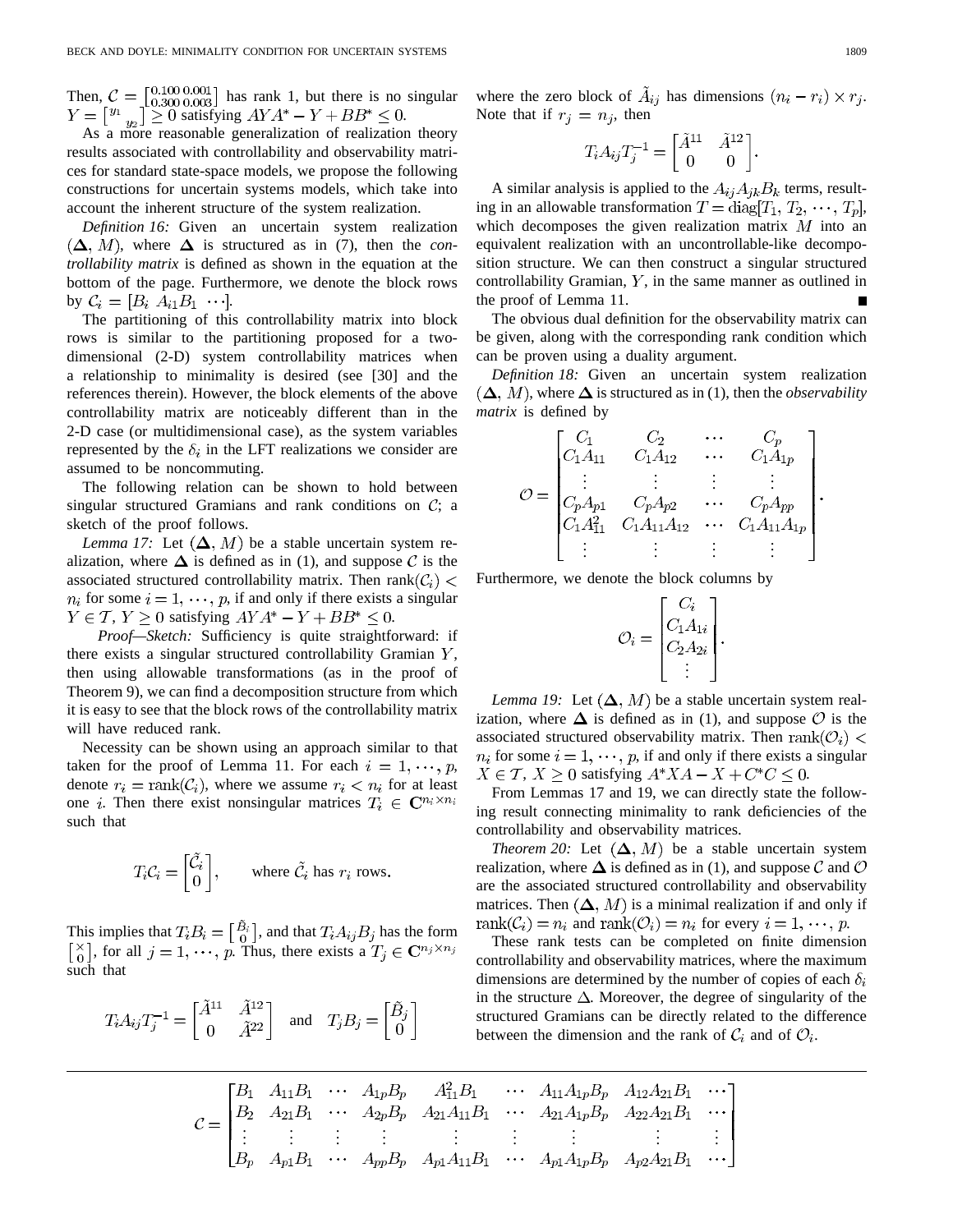Then, $\mathcal{C} = \begin{bmatrix} 0.100 & 0.001 \\ 0.300 & 0.003 \end{bmatrix}$ has rank 1, but there is no singular $Y = \begin{bmatrix} y_1 & \\ & y_2 \end{bmatrix} \geq 0$ satisfying $AYA^* - Y + BB^* \leq 0$.

As a more reasonable generalization of realization theory results associated with controllability and observability matrices for standard state-space models, we propose the following constructions for uncertain systems models, which take into account the inherent structure of the system realization.

*Definition 16:* Given an uncertain system realization $(\mathbf{\Delta}, M)$, where $\mathbf{\Delta}$ is structured as in (7), then the *controllability matrix* is defined as shown in the equation at the bottom of the page. Furthermore, we denote the block rows by $\mathcal{C}_i = [B_i \;\; A_{i1}B_1 \;\; \cdots]$.

$$\mathcal{C} = \begin{bmatrix} B_1 & A_{11}B_1 & \cdots & A_{1p}B_p & A_{11}^2B_1 & \cdots & A_{11}A_{1p}B_p & A_{12}A_{21}B_1 & \cdots \\ B_2 & A_{21}B_1 & \cdots & A_{2p}B_p & A_{21}A_{11}B_1 & \cdots & A_{21}A_{1p}B_p & A_{22}A_{21}B_1 & \cdots \\ \vdots & \vdots & \vdots & \vdots & \vdots & \vdots & \vdots & \vdots & \vdots \\ B_p & A_{p1}B_1 & \cdots & A_{pp}B_p & A_{p1}A_{11}B_1 & \cdots & A_{p1}A_{1p}B_p & A_{p2}A_{21}B_1 & \cdots \end{bmatrix}$$

The partitioning of this controllability matrix into block rows is similar to the partitioning proposed for a two-dimensional (2-D) system controllability matrices when a relationship to minimality is desired (see [30] and the references therein). However, the block elements of the above controllability matrix are noticeably different than in the 2-D case (or multidimensional case), as the system variables represented by the $\delta_i$ in the LFT realizations we consider are assumed to be noncommuting.

The following relation can be shown to hold between singular structured Gramians and rank conditions on $\mathcal{C}$; a sketch of the proof follows.

*Lemma 17:* Let $(\mathbf{\Delta}, M)$ be a stable uncertain system realization, where $\mathbf{\Delta}$ is defined as in (1), and suppose $\mathcal{C}$ is the associated structured controllability matrix. Then $\operatorname{rank}(\mathcal{C}_i) < n_i$ for some $i = 1, \cdots, p$, if and only if there exists a singular $Y \in \mathcal{T}$, $Y \geq 0$ satisfying $AYA^* - Y + BB^* \leq 0$.

*Proof—Sketch:* Sufficiency is quite straightforward: if there exists a singular structured controllability Gramian $Y$, then using allowable transformations (as in the proof of Theorem 9), we can find a decomposition structure from which it is easy to see that the block rows of the controllability matrix will have reduced rank.

Necessity can be shown using an approach similar to that taken for the proof of Lemma 11. For each $i = 1, \cdots, p$, denote $r_i = \operatorname{rank}(\mathcal{C}_i)$, where we assume $r_i < n_i$ for at least one $i$. Then there exist nonsingular matrices $T_i \in \mathbf{C}^{n_i \times n_i}$ such that

$$T_i \mathcal{C}_i = \begin{bmatrix} \tilde{\mathcal{C}}_i \\ 0 \end{bmatrix}, \qquad \text{where } \tilde{\mathcal{C}}_i \text{ has } r_i \text{ rows.}$$

This implies that $T_i B_i = \begin{bmatrix} \tilde{B}_i \\ 0 \end{bmatrix}$, and that $T_i A_{ij} B_j$ has the form $\begin{bmatrix} \times \\ 0 \end{bmatrix}$, for all $j = 1, \cdots, p$. Thus, there exists a $T_j \in \mathbf{C}^{n_j \times n_j}$ such that

$$T_i A_{ij} T_j^{-1} = \begin{bmatrix} \tilde{A}^{11} & \tilde{A}^{12} \\ 0 & \tilde{A}^{22} \end{bmatrix} \quad \text{and} \quad T_j B_j = \begin{bmatrix} \tilde{B}_j \\ 0 \end{bmatrix}$$

where the zero block of $\tilde{A}_{ij}$ has dimensions $(n_i - r_i) \times r_j$. Note that if $r_j = n_j$, then

$$T_i A_{ij} T_j^{-1} = \begin{bmatrix} \tilde{A}^{11} & \tilde{A}^{12} \\ 0 & 0 \end{bmatrix}.$$

A similar analysis is applied to the $A_{ij}A_{jk}B_k$ terms, resulting in an allowable transformation $T = \operatorname{diag}[T_1, T_2, \cdots, T_p]$, which decomposes the given realization matrix $M$ into an equivalent realization with an uncontrollable-like decomposition structure. We can then construct a singular structured controllability Gramian, $Y$, in the same manner as outlined in the proof of Lemma 11. ∎

The obvious dual definition for the observability matrix can be given, along with the corresponding rank condition which can be proven using a duality argument.

*Definition 18:* Given an uncertain system realization $(\mathbf{\Delta}, M)$, where $\mathbf{\Delta}$ is structured as in (1), then the *observability matrix* is defined by

$$\mathcal{O} = \begin{bmatrix} C_1 & C_2 & \cdots & C_p \\ C_1A_{11} & C_1A_{12} & \cdots & C_1A_{1p} \\ \vdots & \vdots & \vdots & \vdots \\ C_pA_{p1} & C_pA_{p2} & \cdots & C_pA_{pp} \\ C_1A_{11}^2 & C_1A_{11}A_{12} & \cdots & C_1A_{11}A_{1p} \\ \vdots & \vdots & \vdots & \vdots \end{bmatrix}.$$

Furthermore, we denote the block columns by

$$\mathcal{O}_i = \begin{bmatrix} C_i \\ C_1A_{1i} \\ C_2A_{2i} \\ \vdots \end{bmatrix}.$$

*Lemma 19:* Let $(\mathbf{\Delta}, M)$ be a stable uncertain system realization, where $\mathbf{\Delta}$ is defined as in (1), and suppose $\mathcal{O}$ is the associated structured observability matrix. Then $\operatorname{rank}(\mathcal{O}_i) < n_i$ for some $i = 1, \cdots, p$, if and only if there exists a singular $X \in \mathcal{T}$, $X \geq 0$ satisfying $A^*XA - X + C^*C \leq 0$.

From Lemmas 17 and 19, we can directly state the following result connecting minimality to rank deficiencies of the controllability and observability matrices.

*Theorem 20:* Let $(\mathbf{\Delta}, M)$ be a stable uncertain system realization, where $\mathbf{\Delta}$ is defined as in (1), and suppose $\mathcal{C}$ and $\mathcal{O}$ are the associated structured controllability and observability matrices. Then $(\mathbf{\Delta}, M)$ is a minimal realization if and only if $\operatorname{rank}(\mathcal{C}_i) = n_i$ and $\operatorname{rank}(\mathcal{O}_i) = n_i$ for every $i = 1, \cdots, p$.

These rank tests can be completed on finite dimension controllability and observability matrices, where the maximum dimensions are determined by the number of copies of each $\delta_i$ in the structure $\Delta$. Moreover, the degree of singularity of the structured Gramians can be directly related to the difference between the dimension and the rank of $\mathcal{C}_i$ and of $\mathcal{O}_i$.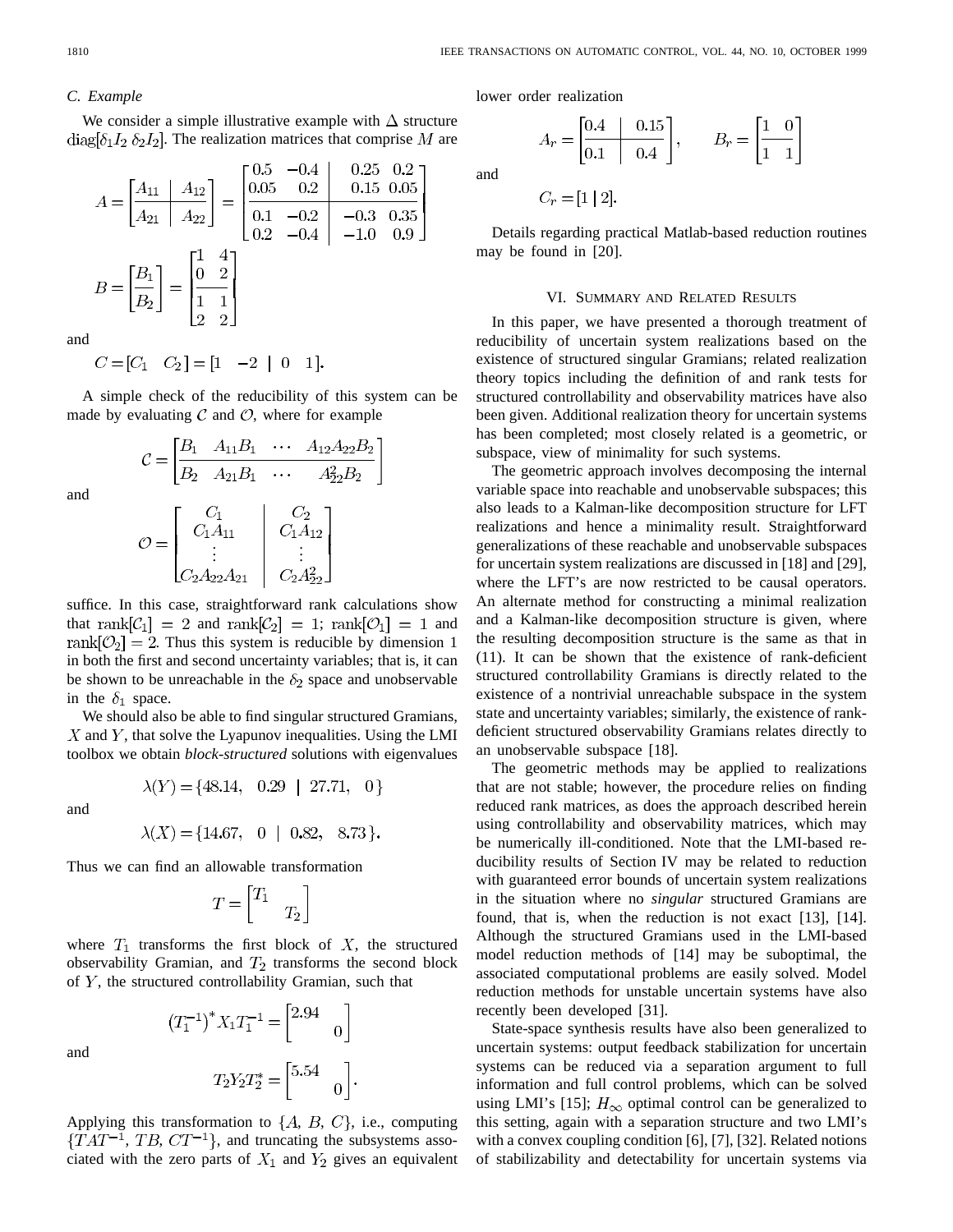### C. Example

We consider a simple illustrative example with $\Delta$ structure $\text{diag}[\delta_1 I_2 \; \delta_2 I_2]$. The realization matrices that comprise $M$ are

$$A = \left[\begin{array}{c|c} A_{11} & A_{12} \\ \hline A_{21} & A_{22} \end{array}\right] = \left[\begin{array}{cc|cc} 0.5 & -0.4 & 0.25 & 0.2 \\ 0.05 & 0.2 & 0.15 & 0.05 \\ \hline 0.1 & -0.2 & -0.3 & 0.35 \\ 0.2 & -0.4 & -1.0 & 0.9 \end{array}\right]$$

$$B = \left[\begin{array}{c} B_1 \\ \hline B_2 \end{array}\right] = \left[\begin{array}{cc} 1 & 4 \\ 0 & 2 \\ \hline 1 & 1 \\ 2 & 2 \end{array}\right]$$

and

$$C = [C_1 \quad C_2] = [1 \quad -2 \mid 0 \quad 1].$$

A simple check of the reducibility of this system can be made by evaluating $\mathcal{C}$ and $\mathcal{O}$, where for example

$$\mathcal{C} = \left[\begin{array}{cccc} B_1 & A_{11}B_1 & \cdots & A_{12}A_{22}B_2 \\ \hline B_2 & A_{21}B_1 & \cdots & A_{22}^2 B_2 \end{array}\right]$$

and

$$\mathcal{O} = \left[\begin{array}{c|c} C_1 & C_2 \\ C_1 A_{11} & C_1 A_{12} \\ \vdots & \vdots \\ C_2 A_{22} A_{21} & C_2 A_{22}^2 \end{array}\right]$$

suffice. In this case, straightforward rank calculations show that $\text{rank}[\mathcal{C}_1] = 2$ and $\text{rank}[\mathcal{C}_2] = 1$; $\text{rank}[\mathcal{O}_1] = 1$ and $\text{rank}[\mathcal{O}_2] = 2$. Thus this system is reducible by dimension 1 in both the first and second uncertainty variables; that is, it can be shown to be unreachable in the $\delta_2$ space and unobservable in the $\delta_1$ space.

We should also be able to find singular structured Gramians, $X$ and $Y$, that solve the Lyapunov inequalities. Using the LMI toolbox we obtain *block-structured* solutions with eigenvalues

$$\lambda(Y) = \{48.14, \quad 0.29 \mid 27.71, \quad 0\}$$

and

$$\lambda(X) = \{14.67, \quad 0 \mid 0.82, \quad 8.73\}.$$

Thus we can find an allowable transformation

$$T = \begin{bmatrix} T_1 & \\ & T_2 \end{bmatrix}$$

where $T_1$ transforms the first block of $X$, the structured observability Gramian, and $T_2$ transforms the second block of $Y$, the structured controllability Gramian, such that

$$(T_1^{-1})^* X_1 T_1^{-1} = \begin{bmatrix} 2.94 & \\ & 0 \end{bmatrix}$$

and

$$T_2 Y_2 T_2^* = \begin{bmatrix} 5.54 & \\ & 0 \end{bmatrix}.$$

Applying this transformation to $\{A, B, C\}$, i.e., computing $\{TAT^{-1}, TB, CT^{-1}\}$, and truncating the subsystems associated with the zero parts of $X_1$ and $Y_2$ gives an equivalent lower order realization

$$A_r = \left[\begin{array}{c|c} 0.4 & 0.15 \\ \hline 0.1 & 0.4 \end{array}\right], \qquad B_r = \left[\begin{array}{cc} 1 & 0 \\ \hline 1 & 1 \end{array}\right]$$

and

$$C_r = [1 \mid 2].$$

Details regarding practical Matlab-based reduction routines may be found in [20].

## VI. Summary and Related Results

In this paper, we have presented a thorough treatment of reducibility of uncertain system realizations based on the existence of structured singular Gramians; related realization theory topics including the definition of and rank tests for structured controllability and observability matrices have also been given. Additional realization theory for uncertain systems has been completed; most closely related is a geometric, or subspace, view of minimality for such systems.

The geometric approach involves decomposing the internal variable space into reachable and unobservable subspaces; this also leads to a Kalman-like decomposition structure for LFT realizations and hence a minimality result. Straightforward generalizations of these reachable and unobservable subspaces for uncertain system realizations are discussed in [18] and [29], where the LFT's are now restricted to be causal operators. An alternate method for constructing a minimal realization and a Kalman-like decomposition structure is given, where the resulting decomposition structure is the same as that in (11). It can be shown that the existence of rank-deficient structured controllability Gramians is directly related to the existence of a nontrivial unreachable subspace in the system state and uncertainty variables; similarly, the existence of rank-deficient structured observability Gramians relates directly to an unobservable subspace [18].

The geometric methods may be applied to realizations that are not stable; however, the procedure relies on finding reduced rank matrices, as does the approach described herein using controllability and observability matrices, which may be numerically ill-conditioned. Note that the LMI-based reducibility results of Section IV may be related to reduction with guaranteed error bounds of uncertain system realizations in the situation where no *singular* structured Gramians are found, that is, when the reduction is not exact [13], [14]. Although the structured Gramians used in the LMI-based model reduction methods of [14] may be suboptimal, the associated computational problems are easily solved. Model reduction methods for unstable uncertain systems have also recently been developed [31].

State-space synthesis results have also been generalized to uncertain systems: output feedback stabilization for uncertain systems can be reduced via a separation argument to full information and full control problems, which can be solved using LMI's [15]; $H_\infty$ optimal control can be generalized to this setting, again with a separation structure and two LMI's with a convex coupling condition [6], [7], [32]. Related notions of stabilizability and detectability for uncertain systems via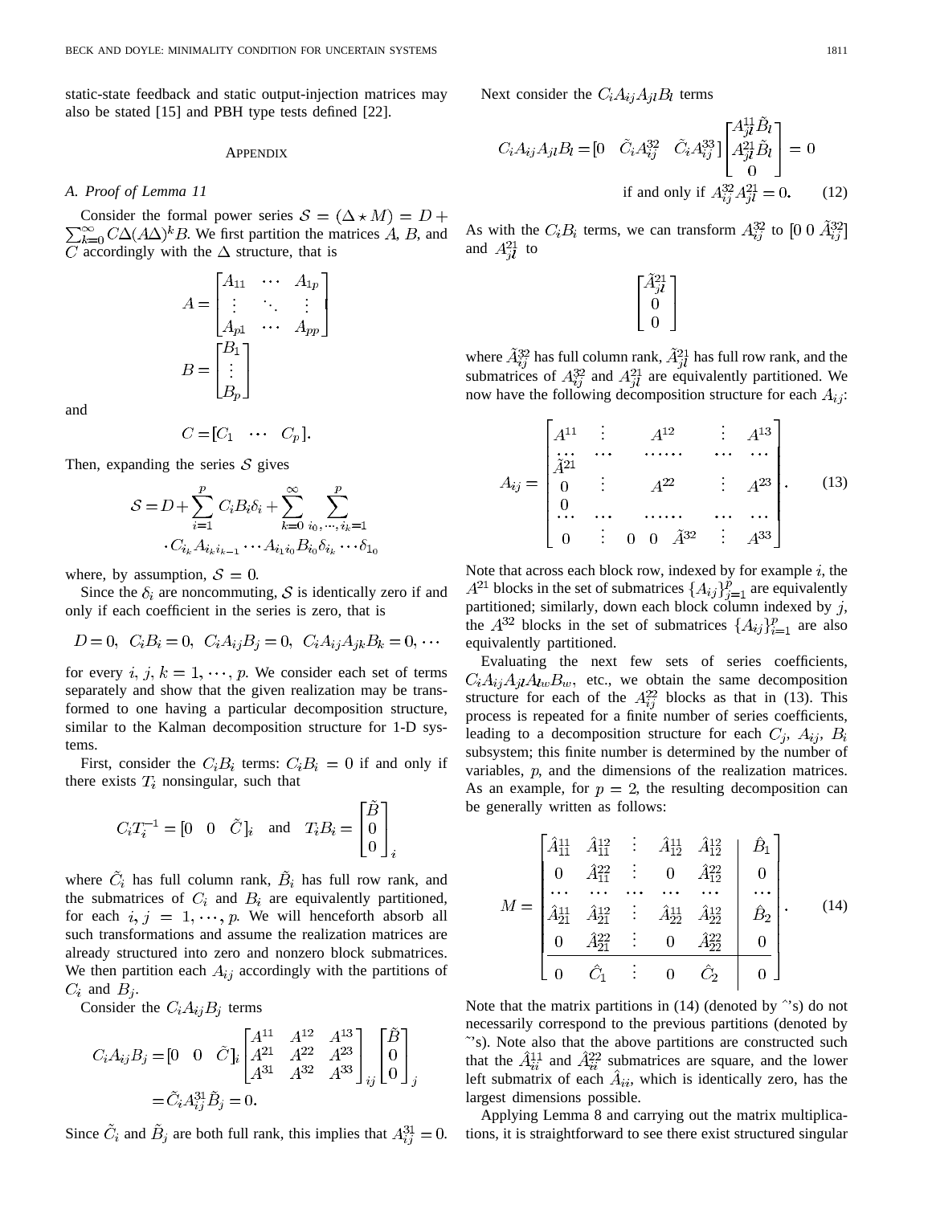static-state feedback and static output-injection matrices may also be stated [15] and PBH type tests defined [22].

## Appendix

### A. Proof of Lemma 11

Consider the formal power series $\mathcal{S} = (\Delta \star M) = D + \sum_{k=0}^{\infty} C\Delta(A\Delta)^k B$. We first partition the matrices $A$, $B$, and $C$ accordingly with the $\Delta$ structure, that is

$$A = \begin{bmatrix} A_{11} & \cdots & A_{1p} \\ \vdots & \ddots & \vdots \\ A_{p1} & \cdots & A_{pp} \end{bmatrix}$$

$$B = \begin{bmatrix} B_1 \\ \vdots \\ B_p \end{bmatrix}$$

and

$$C = [C_1 \quad \cdots \quad C_p].$$

Then, expanding the series $\mathcal{S}$ gives

$$\mathcal{S} = D + \sum_{i=1}^{p} C_i B_i \delta_i + \sum_{k=0}^{\infty} \sum_{i_0, \cdots, i_k = 1}^{p} \cdot C_{i_k} A_{i_k i_{k-1}} \cdots A_{i_1 i_0} B_{i_0} \delta_{i_k} \cdots \delta_{1_0}$$

where, by assumption, $\mathcal{S} = 0$.

Since the $\delta_i$ are noncommuting, $\mathcal{S}$ is identically zero if and only if each coefficient in the series is zero, that is

$$D = 0, \;\; C_i B_i = 0, \;\; C_i A_{ij} B_j = 0, \;\; C_i A_{ij} A_{jk} B_k = 0, \cdots$$

for every $i, j, k = 1, \cdots, p$. We consider each set of terms separately and show that the given realization may be transformed to one having a particular decomposition structure, similar to the Kalman decomposition structure for 1-D systems.

First, consider the $C_i B_i$ terms: $C_i B_i = 0$ if and only if there exists $T_i$ nonsingular, such that

$$C_i T_i^{-1} = [0 \quad 0 \quad \tilde{C}]_i \quad \text{and} \quad T_i B_i = \begin{bmatrix} \tilde{B} \\ 0 \\ 0 \end{bmatrix}_i$$

where $\tilde{C}_i$ has full column rank, $\tilde{B}_i$ has full row rank, and the submatrices of $C_i$ and $B_i$ are equivalently partitioned, for each $i, j = 1, \cdots, p$. We will henceforth absorb all such transformations and assume the realization matrices are already structured into zero and nonzero block submatrices. We then partition each $A_{ij}$ accordingly with the partitions of $C_i$ and $B_j$.

Consider the $C_i A_{ij} B_j$ terms

$$C_i A_{ij} B_j = [0 \quad 0 \quad \tilde{C}]_i \begin{bmatrix} A^{11} & A^{12} & A^{13} \\ A^{21} & A^{22} & A^{23} \\ A^{31} & A^{32} & A^{33} \end{bmatrix}_{ij} \begin{bmatrix} \tilde{B} \\ 0 \\ 0 \end{bmatrix}_j = \tilde{C}_i A_{ij}^{31} \tilde{B}_j = 0.$$

Since $\tilde{C}_i$ and $\tilde{B}_j$ are both full rank, this implies that $A_{ij}^{31} = 0$.

Next consider the $C_i A_{ij} A_{jl} B_l$ terms

$$C_i A_{ij} A_{jl} B_l = [0 \quad \tilde{C}_i A_{ij}^{32} \quad \tilde{C}_i A_{ij}^{33}] \begin{bmatrix} A_{jl}^{11} \tilde{B}_l \\ A_{jl}^{21} \tilde{B}_l \\ 0 \end{bmatrix} = 0$$
$$\text{if and only if } A_{ij}^{32} A_{jl}^{21} = 0. \tag{12}$$

As with the $C_i B_i$ terms, we can transform $A_{ij}^{32}$ to $[0 \; 0 \; \tilde{A}_{ij}^{32}]$ and $A_{jl}^{21}$ to

$$\begin{bmatrix} \tilde{A}_{jl}^{21} \\ 0 \\ 0 \end{bmatrix}$$

where $\tilde{A}_{ij}^{32}$ has full column rank, $\tilde{A}_{jl}^{21}$ has full row rank, and the submatrices of $A_{ij}^{32}$ and $A_{jl}^{21}$ are equivalently partitioned. We now have the following decomposition structure for each $A_{ij}$:

$$A_{ij} = \left[\begin{array}{c|c|c} A^{11} & A^{12} & A^{13} \\ \hline \tilde{A}^{21} & & \\ 0 & A^{22} & A^{23} \\ 0 & & \\ \hline 0 & 0 \quad 0 \quad \tilde{A}^{32} & A^{33} \end{array}\right]. \tag{13}$$

Note that across each block row, indexed by for example $i$, the $A^{21}$ blocks in the set of submatrices $\{A_{ij}\}_{j=1}^{p}$ are equivalently partitioned; similarly, down each block column indexed by $j$, the $A^{32}$ blocks in the set of submatrices $\{A_{ij}\}_{i=1}^{p}$ are also equivalently partitioned.

Evaluating the next few sets of series coefficients, $C_i A_{ij} A_{jl} A_{lw} B_w$, etc., we obtain the same decomposition structure for each of the $A_{ij}^{22}$ blocks as that in (13). This process is repeated for a finite number of series coefficients, leading to a decomposition structure for each $C_j$, $A_{ij}$, $B_i$ subsystem; this finite number is determined by the number of variables, $p$, and the dimensions of the realization matrices. As an example, for $p = 2$, the resulting decomposition can be generally written as follows:

$$M = \left[\begin{array}{cc|cc|c} \hat{A}_{11}^{11} & \hat{A}_{11}^{12} & \hat{A}_{12}^{11} & \hat{A}_{12}^{12} & \hat{B}_1 \\ 0 & \hat{A}_{11}^{22} & 0 & \hat{A}_{12}^{22} & 0 \\ \hline \hat{A}_{21}^{11} & \hat{A}_{21}^{12} & \hat{A}_{22}^{11} & \hat{A}_{22}^{12} & \hat{B}_2 \\ 0 & \hat{A}_{21}^{22} & 0 & \hat{A}_{22}^{22} & 0 \\ \hline 0 & \hat{C}_1 & 0 & \hat{C}_2 & 0 \end{array}\right]. \tag{14}$$

Note that the matrix partitions in (14) (denoted by ^'s) do not necessarily correspond to the previous partitions (denoted by ~'s). Note also that the above partitions are constructed such that the $\hat{A}_{ii}^{11}$ and $\hat{A}_{ii}^{22}$ submatrices are square, and the lower left submatrix of each $\hat{A}_{ii}$, which is identically zero, has the largest dimensions possible.

Applying Lemma 8 and carrying out the matrix multiplications, it is straightforward to see there exist structured singular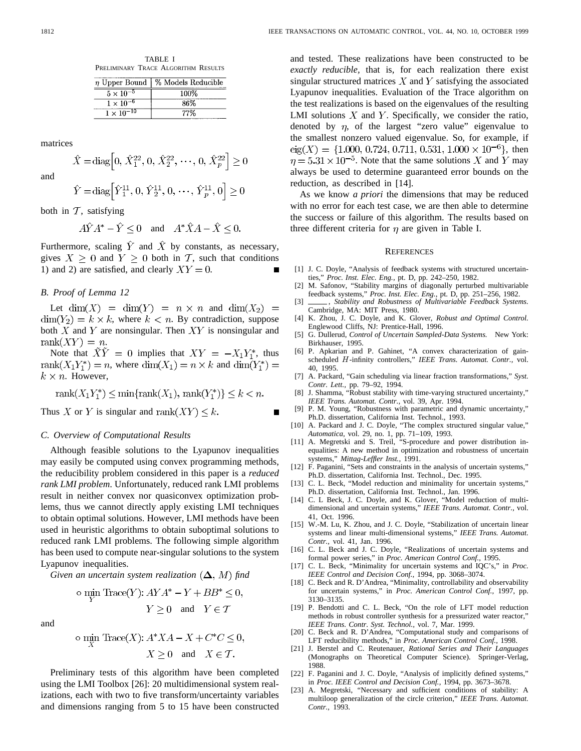TABLE I
PRELIMINARY TRACE ALGORITHM RESULTS

| $\eta$ Upper Bound | % Models Reducible |
|---|---|
| $5 \times 10^{-5}$ | 100% |
| $1 \times 10^{-6}$ | 86% |
| $1 \times 10^{-10}$ | 77% |

matrices

$$\hat{X} = \text{diag}\Big[0,\, \hat{X}_1^{22},\, 0,\, \hat{X}_2^{22},\, \cdots,\, 0,\, \hat{X}_p^{22}\Big] \geq 0$$

and

$$\hat{Y} = \text{diag}\Big[\hat{Y}_1^{11},\, 0,\, \hat{Y}_2^{11},\, 0,\, \cdots,\, \hat{Y}_p^{11},\, 0\Big] \geq 0$$

both in $\mathcal{T}$, satisfying

$$A\hat{Y}A^* - \hat{Y} \leq 0 \quad \text{and} \quad A^*\hat{X}A - \hat{X} \leq 0.$$

Furthermore, scaling $\hat{Y}$ and $\hat{X}$ by constants, as necessary, gives $X \geq 0$ and $Y \geq 0$ both in $\mathcal{T}$, such that conditions 1) and 2) are satisfied, and clearly $XY = 0$. ■

### B. Proof of Lemma 12

Let $\dim(X) = \dim(Y) = n \times n$ and $\dim(X_2) = \dim(Y_2) = k \times k$, where $k < n$. By contradiction, suppose both $X$ and $Y$ are nonsingular. Then $XY$ is nonsingular and $\text{rank}(XY) = n$.

Note that $\tilde{X}\tilde{Y} = 0$ implies that $XY = -X_1 Y_1^*$, thus $\text{rank}(X_1 Y_1^*) = n$, where $\dim(X_1) = n \times k$ and $\dim(Y_1^*) = k \times n$. However,

$$\text{rank}(X_1 Y_1^*) \leq \min\{\text{rank}(X_1), \text{rank}(Y_1^*)\} \leq k < n.$$

Thus $X$ or $Y$ is singular and $\text{rank}(XY) \leq k$. ■

### C. Overview of Computational Results

Although feasible solutions to the Lyapunov inequalities may easily be computed using convex programming methods, the reducibility problem considered in this paper is a *reduced rank LMI problem*. Unfortunately, reduced rank LMI problems result in neither convex nor quasiconvex optimization problems, thus we cannot directly apply existing LMI techniques to obtain optimal solutions. However, LMI methods have been used in heuristic algorithms to obtain suboptimal solutions to reduced rank LMI problems. The following simple algorithm has been used to compute near-singular solutions to the system Lyapunov inequalities.

*Given an uncertain system realization $(\mathbf{\Delta}, M)$ find*

$$\circ \min_Y \text{Trace}(Y)\text{: } AYA^* - Y + BB^* \leq 0, \quad Y \geq 0 \;\text{ and }\; Y \in \mathcal{T}$$

and

$$\circ \min_X \text{Trace}(X)\text{: } A^*XA - X + C^*C \leq 0, \quad X \geq 0 \;\text{ and }\; X \in \mathcal{T}.$$

Preliminary tests of this algorithm have been completed using the LMI Toolbox [26]: 20 multidimensional system realizations, each with two to five transform/uncertainty variables and dimensions ranging from 5 to 15 have been constructed and tested. These realizations have been constructed to be *exactly reducible*, that is, for each realization there exist singular structured matrices $X$ and $Y$ satisfying the associated Lyapunov inequalities. Evaluation of the Trace algorithm on the test realizations is based on the eigenvalues of the resulting LMI solutions $X$ and $Y$. Specifically, we consider the ratio, denoted by $\eta$, of the largest "zero value" eigenvalue to the smallest nonzero valued eigenvalue. So, for example, if $\text{eig}(X) = \{1.000, 0.724, 0.711, 0.531, 1.000 \times 10^{-6}\}$, then $\eta = 5.31 \times 10^{-5}$. Note that the same solutions $X$ and $Y$ may always be used to determine guaranteed error bounds on the reduction, as described in [14].

As we know *a priori* the dimensions that may be reduced with no error for each test case, we are then able to determine the success or failure of this algorithm. The results based on three different criteria for $\eta$ are given in Table I.

## REFERENCES

[1] J. C. Doyle, "Analysis of feedback systems with structured uncertainties," *Proc. Inst. Elec. Eng.*, pt. D, pp. 242–250, 1982.

[2] M. Safonov, "Stability margins of diagonally perturbed multivariable feedback systems," *Proc. Inst. Elec. Eng.*, pt. D, pp. 251–256, 1982.

[3] ——, *Stability and Robustness of Multivariable Feedback Systems*. Cambridge, MA: MIT Press, 1980.

[4] K. Zhou, J. C. Doyle, and K. Glover, *Robust and Optimal Control*. Englewood Cliffs, NJ: Prentice-Hall, 1996.

[5] G. Dullerud, *Control of Uncertain Sampled-Data Systems*. New York: Birkhauser, 1995.

[6] P. Apkarian and P. Gahinet, "A convex characterization of gain-scheduled $H$-infinity controllers," *IEEE Trans. Automat. Contr.*, vol. 40, 1995.

[7] A. Packard, "Gain scheduling via linear fraction transformations," *Syst. Contr. Lett.*, pp. 79–92, 1994.

[8] J. Shamma, "Robust stability with time-varying structured uncertainty," *IEEE Trans. Automat. Contr.*, vol. 39, Apr. 1994.

[9] P. M. Young, "Robustness with parametric and dynamic uncertainty," Ph.D. dissertation, California Inst. Technol., 1993.

[10] A. Packard and J. C. Doyle, "The complex structured singular value," *Automatica*, vol. 29, no. 1, pp. 71–109, 1993.

[11] A. Megretski and S. Treil, "S-procedure and power distribution inequalities: A new method in optimization and robustness of uncertain systems," *Mittag-Leffler Inst.*, 1991.

[12] F. Paganini, "Sets and constraints in the analysis of uncertain systems," Ph.D. dissertation, California Inst. Technol., Dec. 1995.

[13] C. L. Beck, "Model reduction and minimality for uncertain systems," Ph.D. dissertation, California Inst. Technol., Jan. 1996.

[14] C. L Beck, J. C. Doyle, and K. Glover, "Model reduction of multidimensional and uncertain systems," *IEEE Trans. Automat. Contr.*, vol. 41, Oct. 1996.

[15] W.-M. Lu, K. Zhou, and J. C. Doyle, "Stabilization of uncertain linear systems and linear multi-dimensional systems," *IEEE Trans. Automat. Contr.*, vol. 41, Jan. 1996.

[16] C. L. Beck and J. C. Doyle, "Realizations of uncertain systems and formal power series," in *Proc. American Control Conf.*, 1995.

[17] C. L. Beck, "Minimality for uncertain systems and IQC's," in *Proc. IEEE Control and Decision Conf.*, 1994, pp. 3068–3074.

[18] C. Beck and R. D'Andrea, "Minimality, controllability and observability for uncertain systems," in *Proc. American Control Conf.*, 1997, pp. 3130–3135.

[19] P. Bendotti and C. L. Beck, "On the role of LFT model reduction methods in robust controller synthesis for a pressurized water reactor," *IEEE Trans. Contr. Syst. Technol.*, vol. 7, Mar. 1999.

[20] C. Beck and R. D'Andrea, "Computational study and comparisons of LFT reducibility methods," in *Proc. American Control Conf.*, 1998.

[21] J. Berstel and C. Reutenauer, *Rational Series and Their Languages* (Monographs on Theoretical Computer Science). Springer-Verlag, 1988.

[22] F. Paganini and J. C. Doyle, "Analysis of implicitly defined systems," in *Proc. IEEE Control and Decision Conf.*, 1994, pp. 3673–3678.

[23] A. Megretski, "Necessary and sufficient conditions of stability: A multiloop generalization of the circle criterion," *IEEE Trans. Automat. Contr.*, 1993.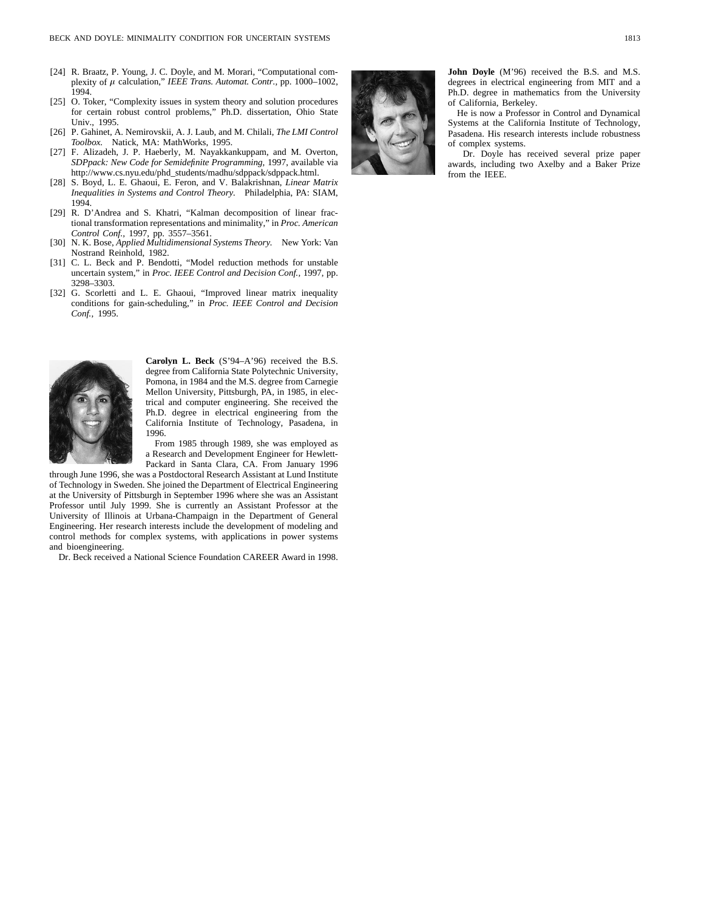[24] R. Braatz, P. Young, J. C. Doyle, and M. Morari, "Computational complexity of $\mu$ calculation," *IEEE Trans. Automat. Contr.*, pp. 1000–1002, 1994.

[25] O. Toker, "Complexity issues in system theory and solution procedures for certain robust control problems," Ph.D. dissertation, Ohio State Univ., 1995.

[26] P. Gahinet, A. Nemirovskii, A. J. Laub, and M. Chilali, *The LMI Control Toolbox*. Natick, MA: MathWorks, 1995.

[27] F. Alizadeh, J. P. Haeberly, M. Nayakkankuppam, and M. Overton, *SDPpack: New Code for Semidefinite Programming*, 1997, available via http://www.cs.nyu.edu/phd_students/madhu/sdppack/sdppack.html.

[28] S. Boyd, L. E. Ghaoui, E. Feron, and V. Balakrishnan, *Linear Matrix Inequalities in Systems and Control Theory*. Philadelphia, PA: SIAM, 1994.

[29] R. D'Andrea and S. Khatri, "Kalman decomposition of linear fractional transformation representations and minimality," in *Proc. American Control Conf.*, 1997, pp. 3557–3561.

[30] N. K. Bose, *Applied Multidimensional Systems Theory*. New York: Van Nostrand Reinhold, 1982.

[31] C. L. Beck and P. Bendotti, "Model reduction methods for unstable uncertain system," in *Proc. IEEE Control and Decision Conf.*, 1997, pp. 3298–3303.

[32] G. Scorletti and L. E. Ghaoui, "Improved linear matrix inequality conditions for gain-scheduling," in *Proc. IEEE Control and Decision Conf.*, 1995.

**Carolyn L. Beck** (S'94–A'96) received the B.S. degree from California State Polytechnic University, Pomona, in 1984 and the M.S. degree from Carnegie Mellon University, Pittsburgh, PA, in 1985, in electrical and computer engineering. She received the Ph.D. degree in electrical engineering from the California Institute of Technology, Pasadena, in 1996.

From 1985 through 1989, she was employed as a Research and Development Engineer for Hewlett-Packard in Santa Clara, CA. From January 1996 through June 1996, she was a Postdoctoral Research Assistant at Lund Institute of Technology in Sweden. She joined the Department of Electrical Engineering at the University of Pittsburgh in September 1996 where she was an Assistant Professor until July 1999. She is currently an Assistant Professor at the University of Illinois at Urbana-Champaign in the Department of General Engineering. Her research interests include the development of modeling and control methods for complex systems, with applications in power systems and bioengineering.

Dr. Beck received a National Science Foundation CAREER Award in 1998.

**John Doyle** (M'96) received the B.S. and M.S. degrees in electrical engineering from MIT and a Ph.D. degree in mathematics from the University of California, Berkeley.

He is now a Professor in Control and Dynamical Systems at the California Institute of Technology, Pasadena. His research interests include robustness of complex systems.

Dr. Doyle has received several prize paper awards, including two Axelby and a Baker Prize from the IEEE.